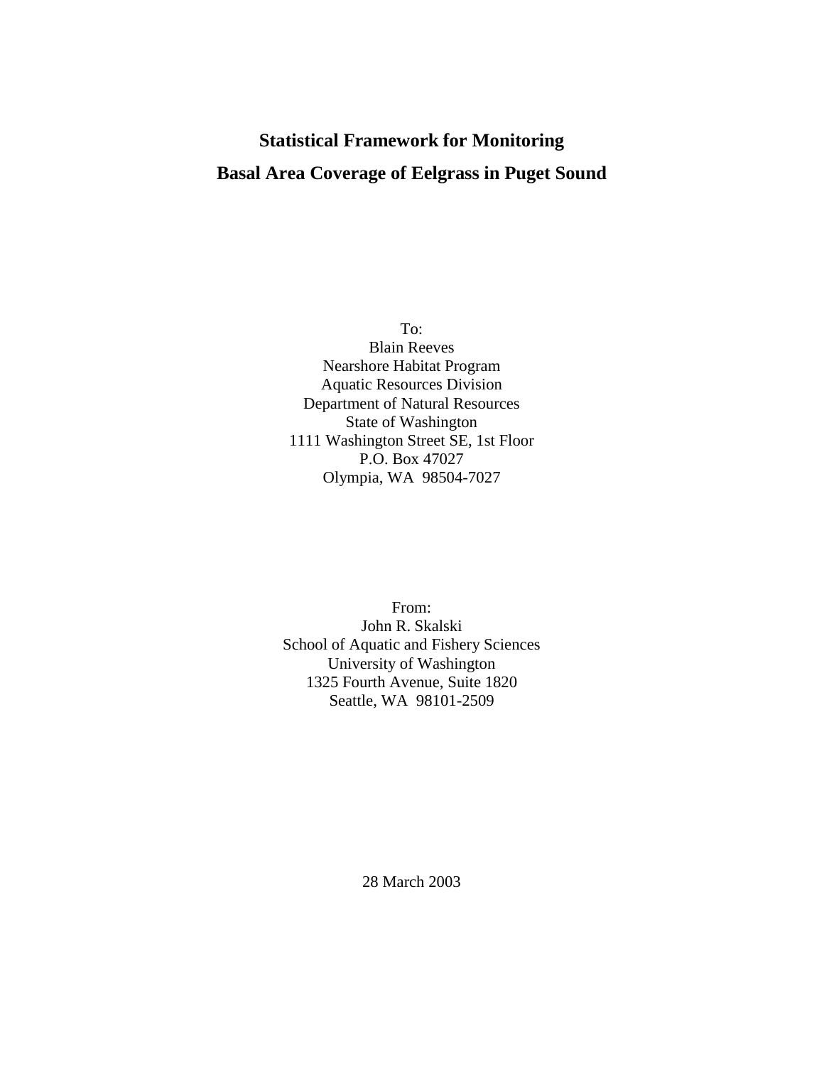# Statistical Framework for Monitoring

# Basal Area Coverage of Eelgrass in Puget Sound

To:
Blain Reeves
Nearshore Habitat Program
Aquatic Resources Division
Department of Natural Resources
State of Washington
1111 Washington Street SE, 1st Floor
P.O. Box 47027
Olympia, WA 98504-7027

From:
John R. Skalski
School of Aquatic and Fishery Sciences
University of Washington
1325 Fourth Avenue, Suite 1820
Seattle, WA 98101-2509

28 March 2003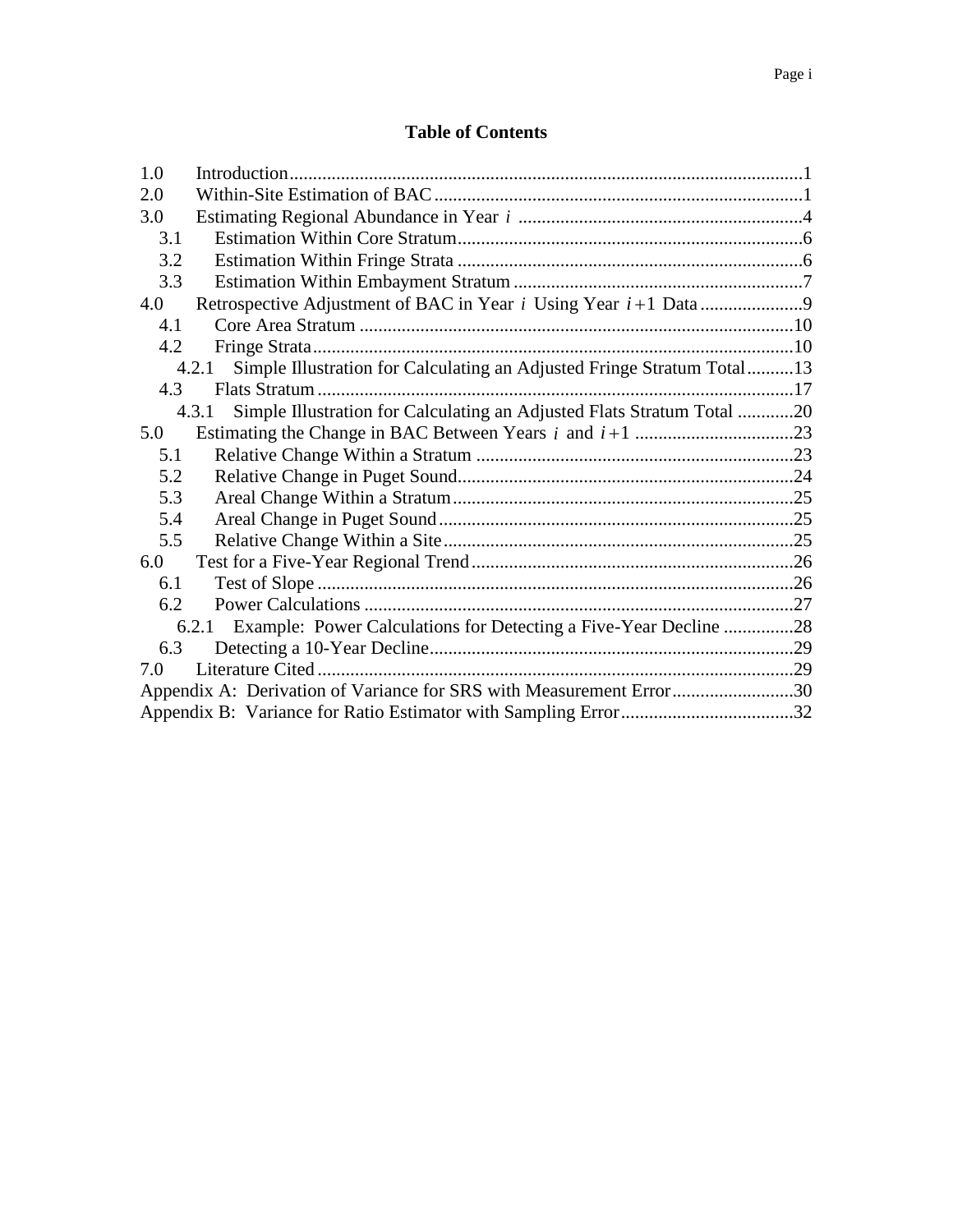# Table of Contents

1.0 Introduction ... 1
2.0 Within-Site Estimation of BAC ... 1
3.0 Estimating Regional Abundance in Year $i$ ... 4
  3.1 Estimation Within Core Stratum ... 6
  3.2 Estimation Within Fringe Strata ... 6
  3.3 Estimation Within Embayment Stratum ... 7
4.0 Retrospective Adjustment of BAC in Year $i$ Using Year $i+1$ Data ... 9
  4.1 Core Area Stratum ... 10
  4.2 Fringe Strata ... 10
    4.2.1 Simple Illustration for Calculating an Adjusted Fringe Stratum Total ... 13
  4.3 Flats Stratum ... 17
    4.3.1 Simple Illustration for Calculating an Adjusted Flats Stratum Total ... 20
5.0 Estimating the Change in BAC Between Years $i$ and $i+1$ ... 23
  5.1 Relative Change Within a Stratum ... 23
  5.2 Relative Change in Puget Sound ... 24
  5.3 Areal Change Within a Stratum ... 25
  5.4 Areal Change in Puget Sound ... 25
  5.5 Relative Change Within a Site ... 25
6.0 Test for a Five-Year Regional Trend ... 26
  6.1 Test of Slope ... 26
  6.2 Power Calculations ... 27
    6.2.1 Example: Power Calculations for Detecting a Five-Year Decline ... 28
  6.3 Detecting a 10-Year Decline ... 29
7.0 Literature Cited ... 29
Appendix A: Derivation of Variance for SRS with Measurement Error ... 30
Appendix B: Variance for Ratio Estimator with Sampling Error ... 32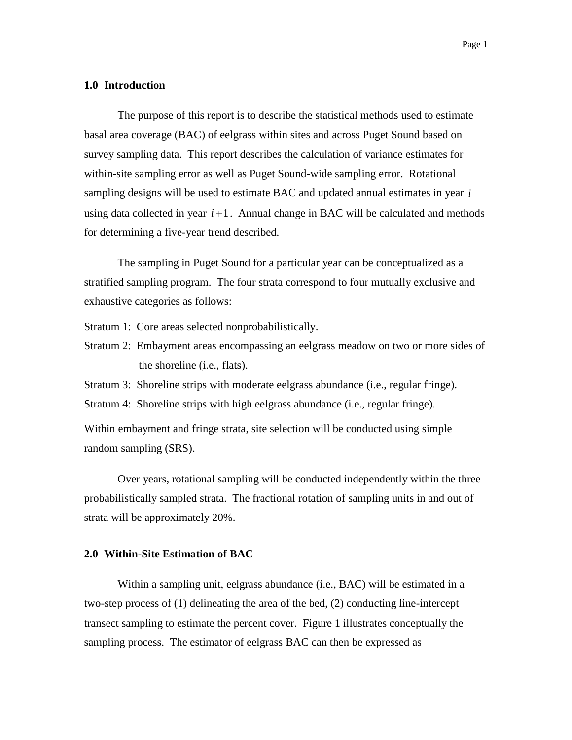## 1.0 Introduction

The purpose of this report is to describe the statistical methods used to estimate basal area coverage (BAC) of eelgrass within sites and across Puget Sound based on survey sampling data. This report describes the calculation of variance estimates for within-site sampling error as well as Puget Sound-wide sampling error. Rotational sampling designs will be used to estimate BAC and updated annual estimates in year $i$ using data collected in year $i+1$. Annual change in BAC will be calculated and methods for determining a five-year trend described.

The sampling in Puget Sound for a particular year can be conceptualized as a stratified sampling program. The four strata correspond to four mutually exclusive and exhaustive categories as follows:

Stratum 1: Core areas selected nonprobabilistically.

Stratum 2: Embayment areas encompassing an eelgrass meadow on two or more sides of the shoreline (i.e., flats).

Stratum 3: Shoreline strips with moderate eelgrass abundance (i.e., regular fringe).

Stratum 4: Shoreline strips with high eelgrass abundance (i.e., regular fringe).

Within embayment and fringe strata, site selection will be conducted using simple random sampling (SRS).

Over years, rotational sampling will be conducted independently within the three probabilistically sampled strata. The fractional rotation of sampling units in and out of strata will be approximately 20%.

## 2.0 Within-Site Estimation of BAC

Within a sampling unit, eelgrass abundance (i.e., BAC) will be estimated in a two-step process of (1) delineating the area of the bed, (2) conducting line-intercept transect sampling to estimate the percent cover. Figure 1 illustrates conceptually the sampling process. The estimator of eelgrass BAC can then be expressed as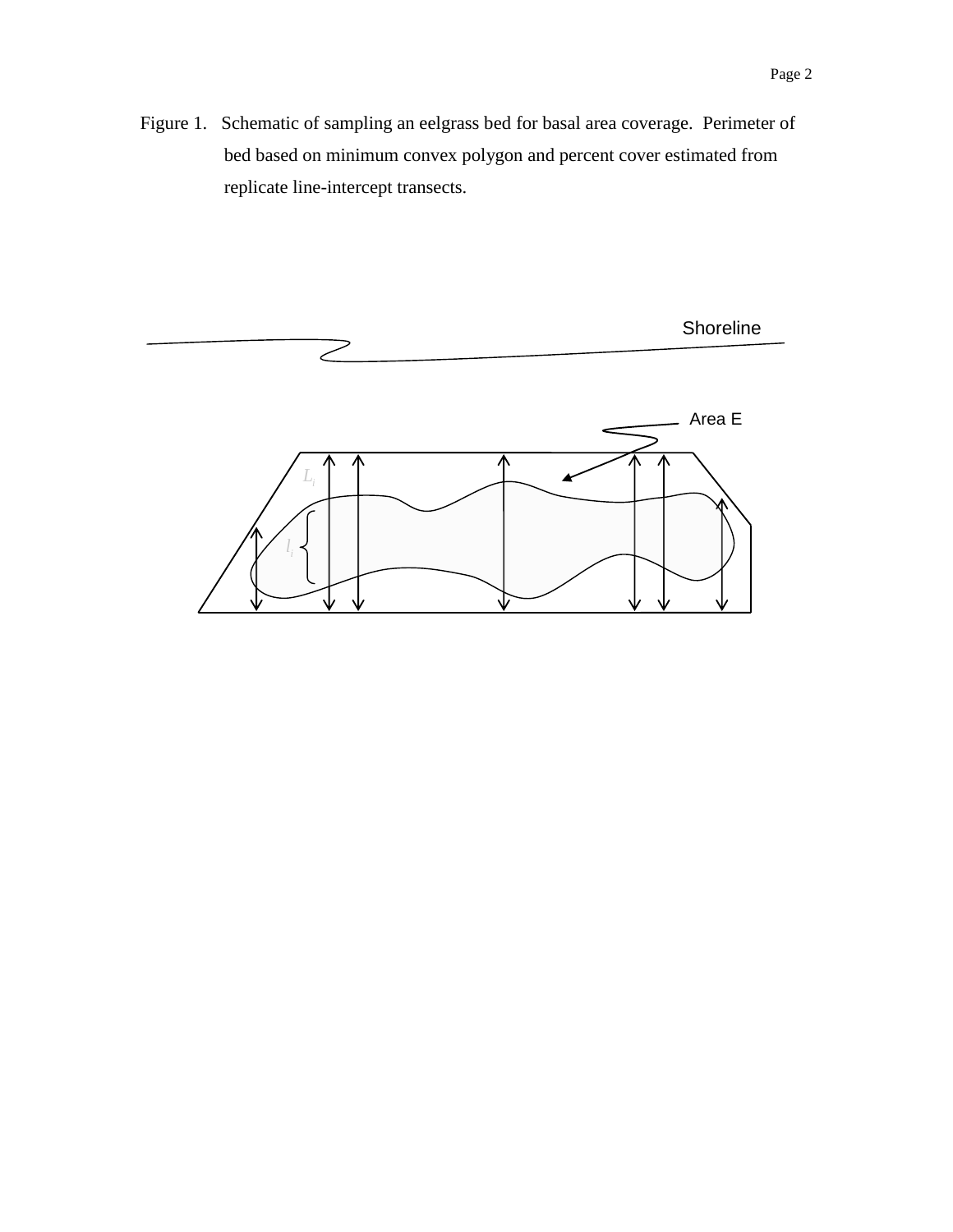Figure 1. Schematic of sampling an eelgrass bed for basal area coverage. Perimeter of bed based on minimum convex polygon and percent cover estimated from replicate line-intercept transects.

Shoreline

Area E

$L_i$

$l_i$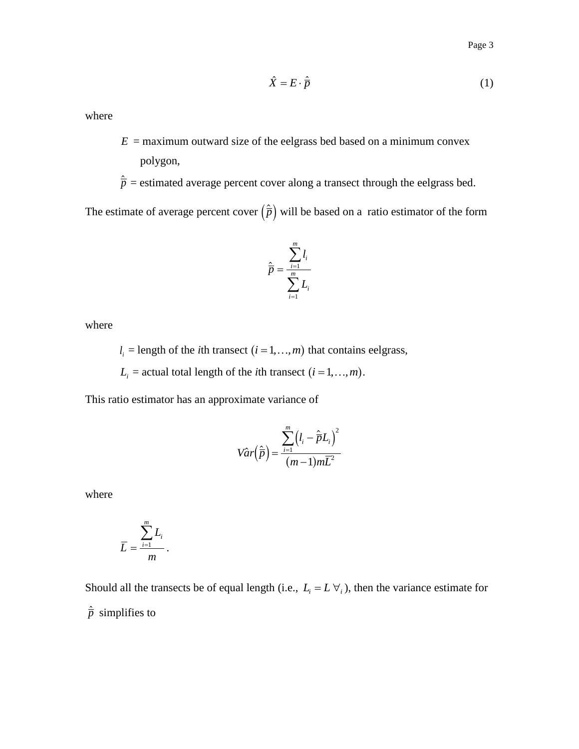$$\hat{X} = E \cdot \hat{\bar{p}} \tag{1}$$

where

$E$ = maximum outward size of the eelgrass bed based on a minimum convex polygon,

$\hat{\bar{p}}$ = estimated average percent cover along a transect through the eelgrass bed.

The estimate of average percent cover $\left(\hat{\bar{p}}\right)$ will be based on a ratio estimator of the form

$$\hat{\bar{p}} = \frac{\sum_{i=1}^{m} l_i}{\sum_{i=1}^{m} L_i}$$

where

$l_i$ = length of the $i$th transect $(i = 1, \ldots, m)$ that contains eelgrass,

$L_i$ = actual total length of the $i$th transect $(i = 1, \ldots, m)$.

This ratio estimator has an approximate variance of

$$V\hat{a}r\left(\hat{\bar{p}}\right) = \frac{\sum_{i=1}^{m}\left(l_i - \hat{\bar{p}} L_i\right)^2}{(m-1)m\bar{L}^2}$$

where

$$\bar{L} = \frac{\sum_{i=1}^{m} L_i}{m}.$$

Should all the transects be of equal length (i.e., $L_i = L \; \forall_i$), then the variance estimate for $\hat{\bar{p}}$ simplifies to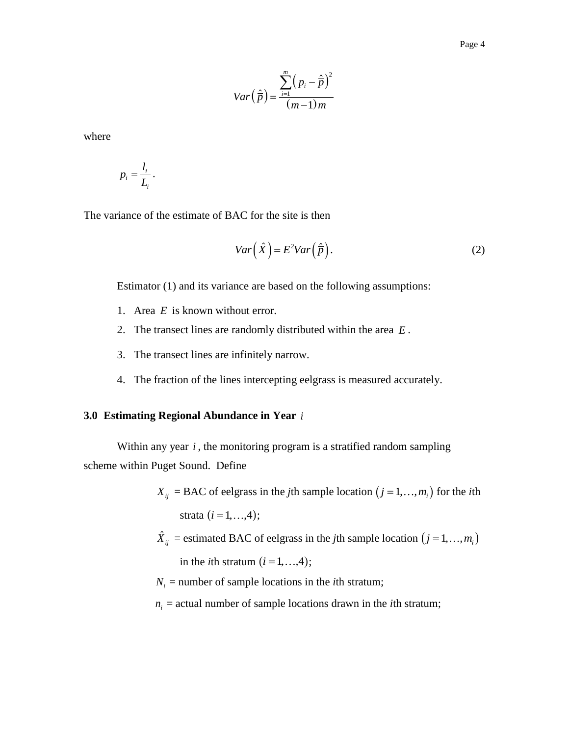$$Var\left(\hat{\bar{p}}\right) = \frac{\sum_{i=1}^{m}\left(p_i - \hat{\bar{p}}\right)^2}{(m-1)m}$$

where

$$p_i = \frac{l_i}{L_i}.$$

The variance of the estimate of BAC for the site is then

$$Var\left(\hat{X}\right) = E^2 Var\left(\hat{\bar{p}}\right). \quad (2)$$

Estimator (1) and its variance are based on the following assumptions:

1. Area $E$ is known without error.
2. The transect lines are randomly distributed within the area $E$.
3. The transect lines are infinitely narrow.
4. The fraction of the lines intercepting eelgrass is measured accurately.

### 3.0 Estimating Regional Abundance in Year $i$

Within any year $i$, the monitoring program is a stratified random sampling scheme within Puget Sound. Define

$X_{ij}$ = BAC of eelgrass in the *j*th sample location $\left(j = 1,\ldots,m_i\right)$ for the *i*th strata $(i = 1,\ldots,4)$;

$\hat{X}_{ij}$ = estimated BAC of eelgrass in the *j*th sample location $\left(j = 1,\ldots,m_i\right)$ in the *i*th stratum $(i = 1,\ldots,4)$;

$N_i$ = number of sample locations in the *i*th stratum;

$n_i$ = actual number of sample locations drawn in the *i*th stratum;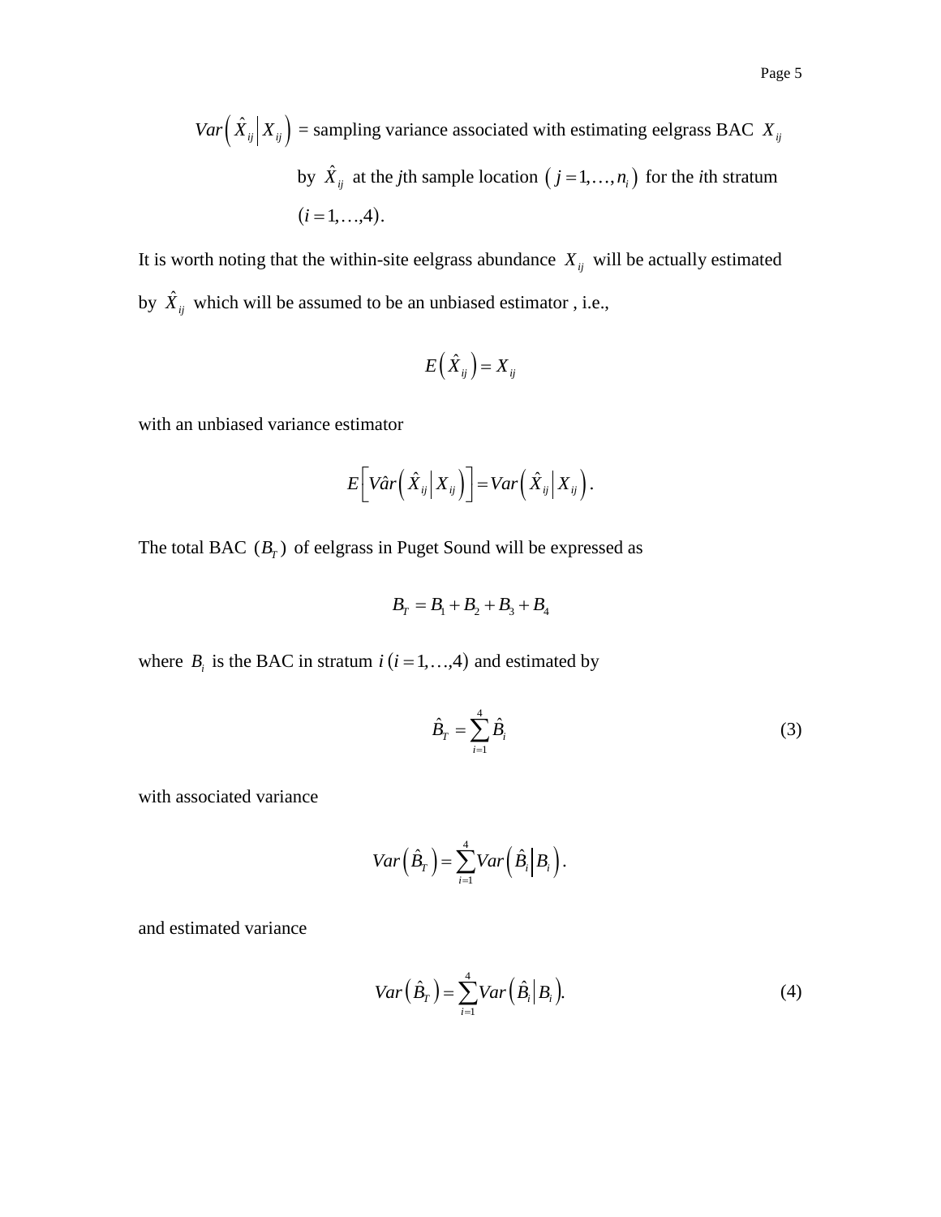$Var\left(\hat{X}_{ij} \middle| X_{ij}\right)$ = sampling variance associated with estimating eelgrass BAC $X_{ij}$ by $\hat{X}_{ij}$ at the *j*th sample location $\left(j = 1, \ldots, n_i\right)$ for the *i*th stratum $(i = 1, \ldots, 4)$.

It is worth noting that the within-site eelgrass abundance $X_{ij}$ will be actually estimated by $\hat{X}_{ij}$ which will be assumed to be an unbiased estimator , i.e.,

$$E\left(\hat{X}_{ij}\right) = X_{ij}$$

with an unbiased variance estimator

$$E\left[V\hat{a}r\left(\hat{X}_{ij} \middle| X_{ij}\right)\right] = Var\left(\hat{X}_{ij} \middle| X_{ij}\right).$$

The total BAC $(B_T)$ of eelgrass in Puget Sound will be expressed as

$$B_T = B_1 + B_2 + B_3 + B_4$$

where $B_i$ is the BAC in stratum $i \; (i = 1, \ldots, 4)$ and estimated by

$$\hat{B}_T = \sum_{i=1}^{4} \hat{B}_i \tag{3}$$

with associated variance

$$Var\left(\hat{B}_T\right) = \sum_{i=1}^{4} Var\left(\hat{B}_i \middle| B_i\right).$$

and estimated variance

$$Var\left(\hat{B}_T\right) = \sum_{i=1}^{4} Var\left(\hat{B}_i \middle| B_i\right). \tag{4}$$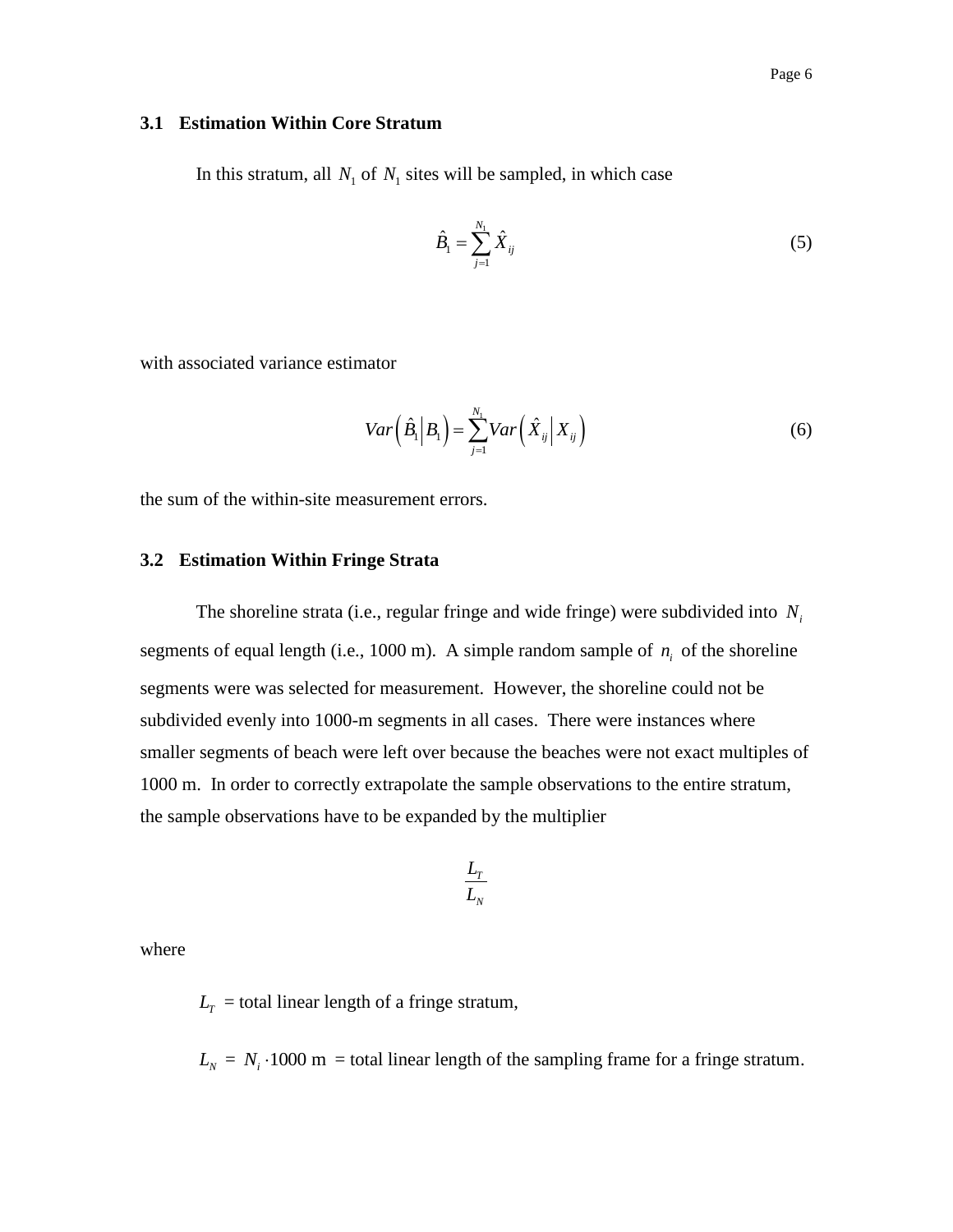### 3.1 Estimation Within Core Stratum

In this stratum, all $N_1$ of $N_1$ sites will be sampled, in which case

$$\hat{B}_1 = \sum_{j=1}^{N_1} \hat{X}_{ij} \tag{5}$$

with associated variance estimator

$$Var\left(\hat{B}_1 \middle| B_1\right) = \sum_{j=1}^{N_1} Var\left(\hat{X}_{ij} \middle| X_{ij}\right) \tag{6}$$

the sum of the within-site measurement errors.

### 3.2 Estimation Within Fringe Strata

The shoreline strata (i.e., regular fringe and wide fringe) were subdivided into $N_i$ segments of equal length (i.e., 1000 m). A simple random sample of $n_i$ of the shoreline segments were was selected for measurement. However, the shoreline could not be subdivided evenly into 1000-m segments in all cases. There were instances where smaller segments of beach were left over because the beaches were not exact multiples of 1000 m. In order to correctly extrapolate the sample observations to the entire stratum, the sample observations have to be expanded by the multiplier

$$\frac{L_T}{L_N}$$

where

$L_T$ = total linear length of a fringe stratum,

$L_N = N_i \cdot 1000 \text{ m}$ = total linear length of the sampling frame for a fringe stratum.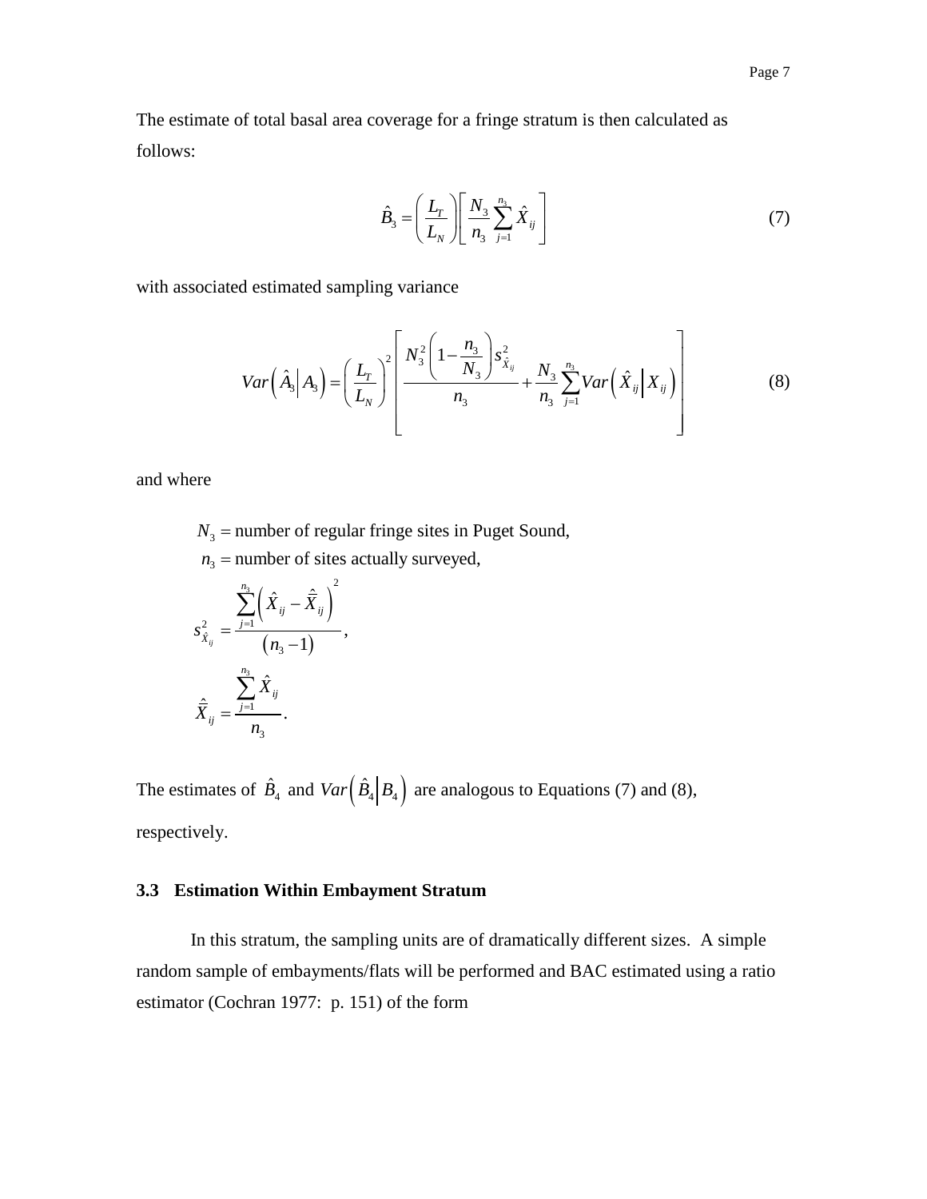The estimate of total basal area coverage for a fringe stratum is then calculated as follows:

$$\hat{B}_3 = \left( \frac{L_T}{L_N} \right) \left[ \frac{N_3}{n_3} \sum_{j=1}^{n_3} \hat{X}_{ij} \right] \tag{7}$$

with associated estimated sampling variance

$$Var\left( \hat{A}_3 \middle| A_3 \right) = \left( \frac{L_T}{L_N} \right)^2 \left[ \frac{N_3^2 \left( 1 - \frac{n_3}{N_3} \right) s_{\hat{X}_{ij}}^2}{n_3} + \frac{N_3}{n_3} \sum_{j=1}^{n_3} Var\left( \hat{X}_{ij} \middle| X_{ij} \right) \right] \tag{8}$$

and where

$N_3$ = number of regular fringe sites in Puget Sound,

$n_3$ = number of sites actually surveyed,

$$s_{\hat{X}_{ij}}^2 = \frac{\sum_{j=1}^{n_3} \left( \hat{X}_{ij} - \bar{\hat{X}}_{ij} \right)^2}{\left( n_3 - 1 \right)},$$

$$\bar{\hat{X}}_{ij} = \frac{\sum_{j=1}^{n_3} \hat{X}_{ij}}{n_3}.$$

The estimates of $\hat{B}_4$ and $Var\left( \hat{B}_4 \middle| B_4 \right)$ are analogous to Equations (7) and (8), respectively.

### 3.3 Estimation Within Embayment Stratum

In this stratum, the sampling units are of dramatically different sizes. A simple random sample of embayments/flats will be performed and BAC estimated using a ratio estimator (Cochran 1977: p. 151) of the form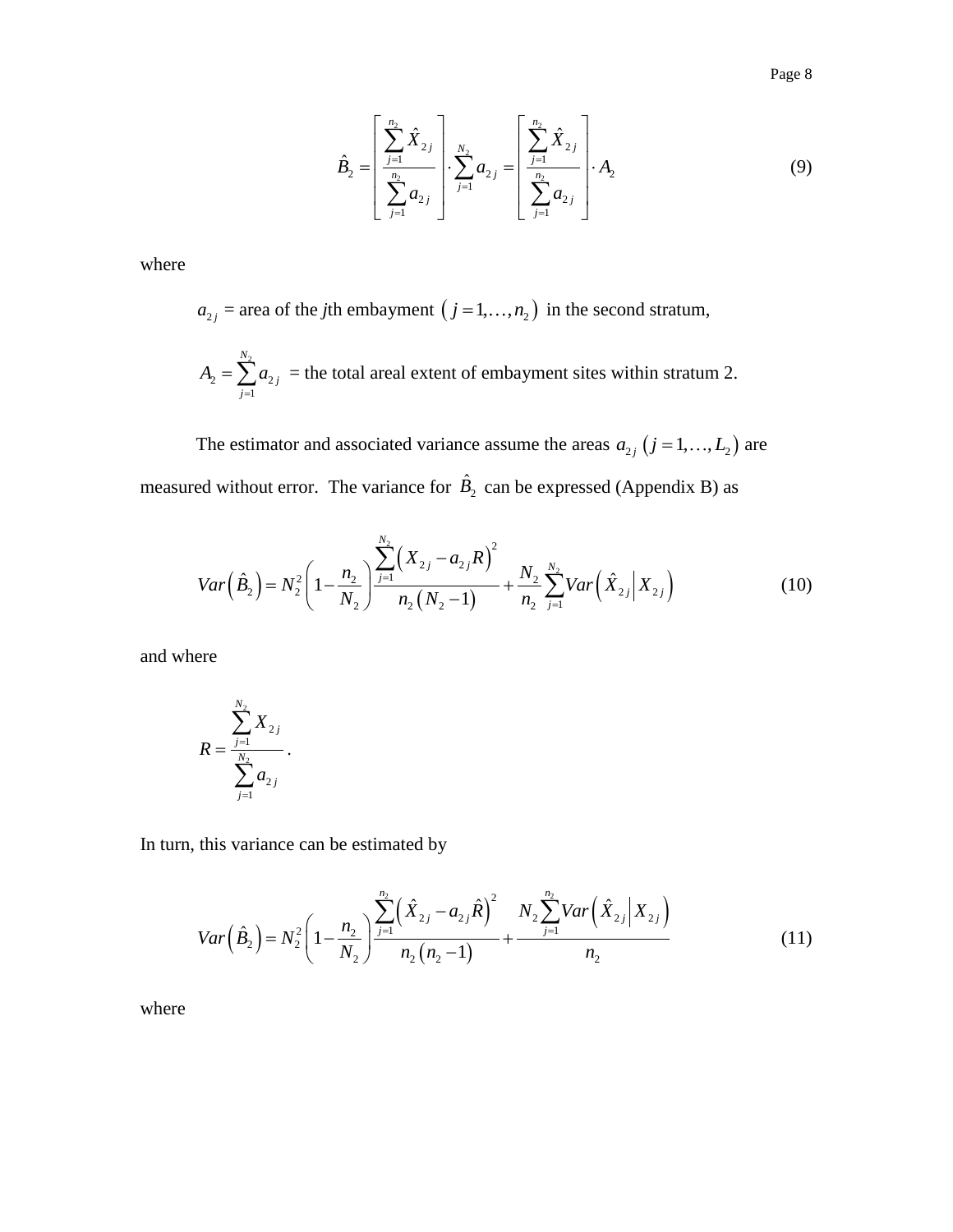$$\hat{B}_2 = \left[ \frac{\sum_{j=1}^{n_2} \hat{X}_{2j}}{\sum_{j=1}^{n_2} a_{2j}} \right] \cdot \sum_{j=1}^{N_2} a_{2j} = \left[ \frac{\sum_{j=1}^{n_2} \hat{X}_{2j}}{\sum_{j=1}^{n_2} a_{2j}} \right] \cdot A_2 \tag{9}$$

where

$a_{2j}$ = area of the *j*th embayment $\left( j = 1, \ldots, n_2 \right)$ in the second stratum,

$A_2 = \sum_{j=1}^{N_2} a_{2j}$ = the total areal extent of embayment sites within stratum 2.

The estimator and associated variance assume the areas $a_{2j} \left( j = 1, \ldots, L_2 \right)$ are measured without error. The variance for $\hat{B}_2$ can be expressed (Appendix B) as

$$Var\left(\hat{B}_2\right) = N_2^2 \left(1 - \frac{n_2}{N_2}\right) \frac{\sum_{j=1}^{N_2} \left( X_{2j} - a_{2j} R \right)^2}{n_2 \left( N_2 - 1 \right)} + \frac{N_2}{n_2} \sum_{j=1}^{N_2} Var\left( \hat{X}_{2j} \middle| X_{2j} \right) \tag{10}$$

and where

$$R = \frac{\sum_{j=1}^{N_2} X_{2j}}{\sum_{j=1}^{N_2} a_{2j}}.$$

In turn, this variance can be estimated by

$$Var\left(\hat{B}_2\right) = N_2^2 \left(1 - \frac{n_2}{N_2}\right) \frac{\sum_{j=1}^{n_2} \left( \hat{X}_{2j} - a_{2j} \hat{R} \right)^2}{n_2 \left( n_2 - 1 \right)} + \frac{N_2 \sum_{j=1}^{n_2} Var\left( \hat{X}_{2j} \middle| X_{2j} \right)}{n_2} \tag{11}$$

where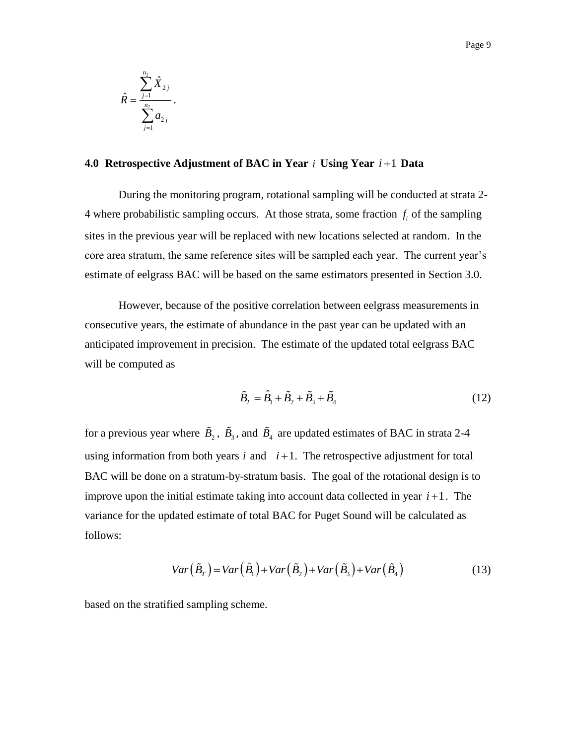$$\hat{R} = \frac{\sum_{j=1}^{n_2} \hat{X}_{2j}}{\sum_{j=1}^{n_2} a_{2j}}.$$

## 4.0 Retrospective Adjustment of BAC in Year $i$ Using Year $i+1$ Data

During the monitoring program, rotational sampling will be conducted at strata 2-4 where probabilistic sampling occurs. At those strata, some fraction $f_i$ of the sampling sites in the previous year will be replaced with new locations selected at random. In the core area stratum, the same reference sites will be sampled each year. The current year's estimate of eelgrass BAC will be based on the same estimators presented in Section 3.0.

However, because of the positive correlation between eelgrass measurements in consecutive years, the estimate of abundance in the past year can be updated with an anticipated improvement in precision. The estimate of the updated total eelgrass BAC will be computed as

$$\tilde{B}_T = \hat{B}_1 + \tilde{B}_2 + \tilde{B}_3 + \tilde{B}_4 \tag{12}$$

for a previous year where $\tilde{B}_2$, $\tilde{B}_3$, and $\tilde{B}_4$ are updated estimates of BAC in strata 2-4 using information from both years $i$ and $i+1$. The retrospective adjustment for total BAC will be done on a stratum-by-stratum basis. The goal of the rotational design is to improve upon the initial estimate taking into account data collected in year $i+1$. The variance for the updated estimate of total BAC for Puget Sound will be calculated as follows:

$$Var\left(\tilde{B}_T\right) = Var\left(\hat{B}_1\right) + Var\left(\tilde{B}_2\right) + Var\left(\tilde{B}_3\right) + Var\left(\tilde{B}_4\right) \tag{13}$$

based on the stratified sampling scheme.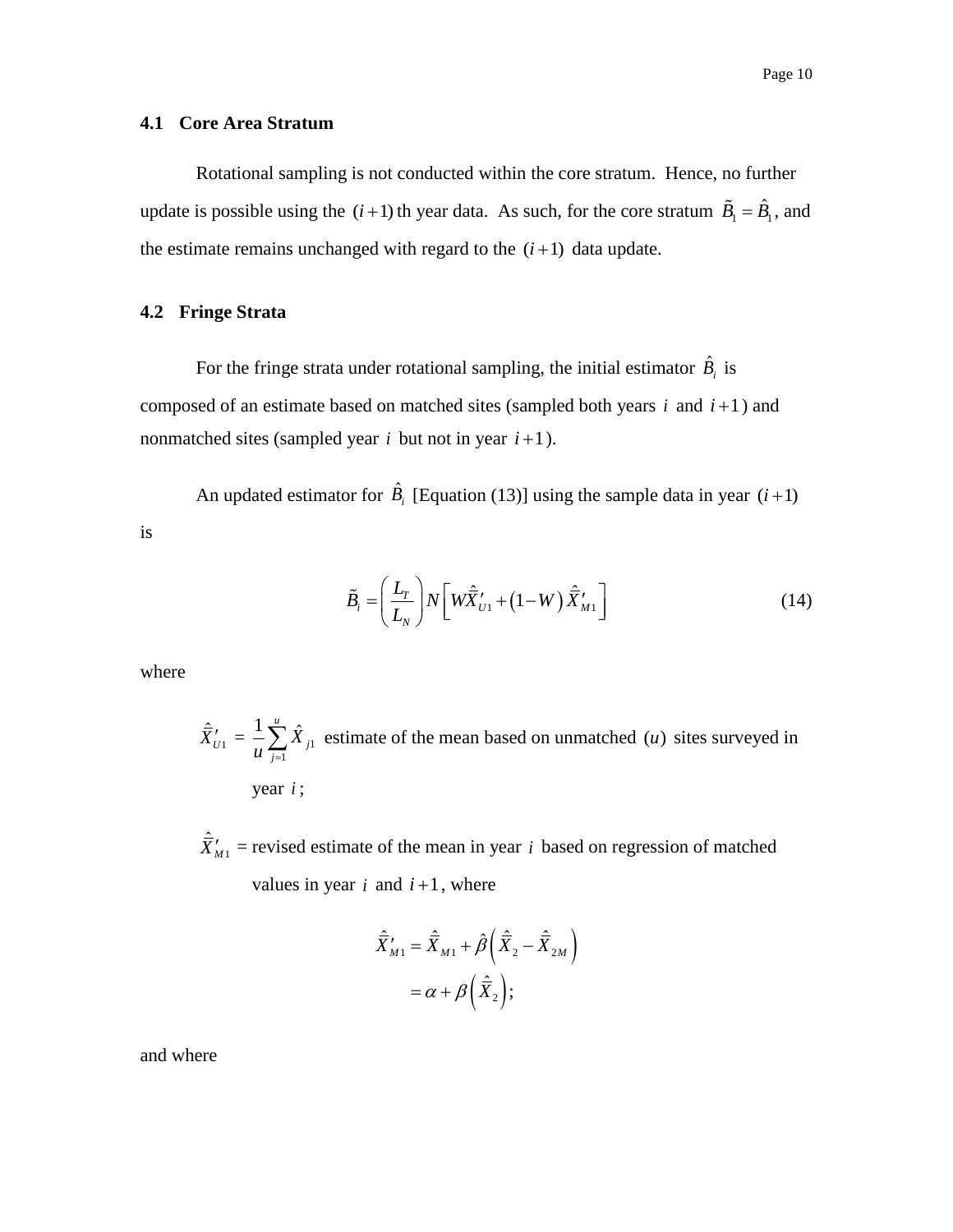## 4.1 Core Area Stratum

Rotational sampling is not conducted within the core stratum. Hence, no further update is possible using the $(i+1)$th year data. As such, for the core stratum $\tilde{B}_1 = \hat{B}_1$, and the estimate remains unchanged with regard to the $(i+1)$ data update.

## 4.2 Fringe Strata

For the fringe strata under rotational sampling, the initial estimator $\hat{B}_i$ is composed of an estimate based on matched sites (sampled both years $i$ and $i+1$) and nonmatched sites (sampled year $i$ but not in year $i+1$).

An updated estimator for $\hat{B}_i$ [Equation (13)] using the sample data in year $(i+1)$ is

$$\tilde{B}_i = \left(\frac{L_T}{L_N}\right) N \left[ W \hat{\bar{X}}'_{U1} + \left(1 - W\right) \hat{\bar{X}}'_{M1} \right] \tag{14}$$

where

$\hat{\bar{X}}'_{U1} = \dfrac{1}{u} \sum_{j=1}^{u} \hat{X}_{j1}$ estimate of the mean based on unmatched $(u)$ sites surveyed in year $i$;

$\hat{\bar{X}}'_{M1}$ = revised estimate of the mean in year $i$ based on regression of matched values in year $i$ and $i+1$, where

$$\begin{aligned} \hat{\bar{X}}'_{M1} &= \hat{\bar{X}}_{M1} + \hat{\beta}\left(\hat{\bar{X}}_2 - \hat{\bar{X}}_{2M}\right) \\ &= \alpha + \beta\left(\hat{\bar{X}}_2\right); \end{aligned}$$

and where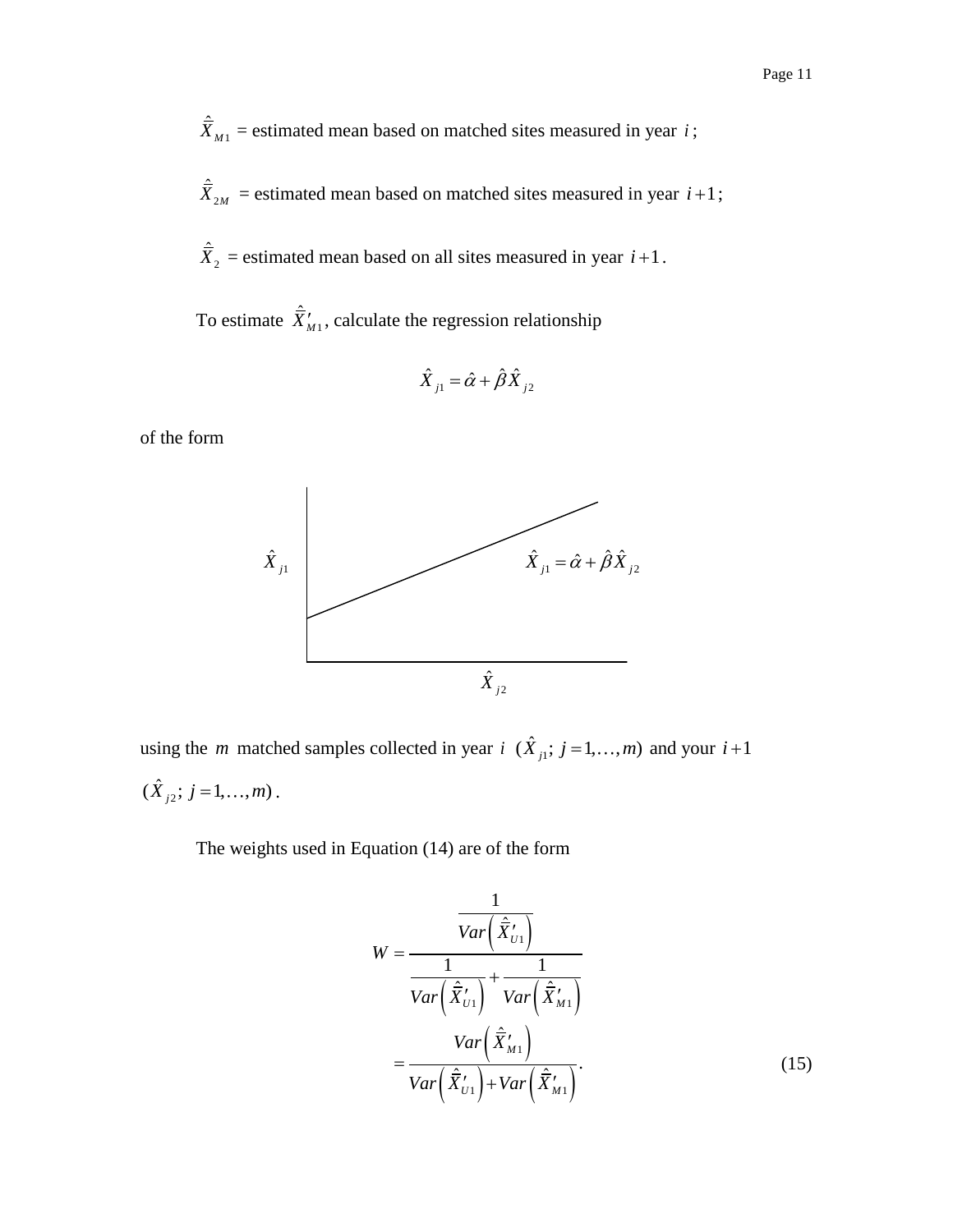$\hat{\bar{X}}_{M1}$ = estimated mean based on matched sites measured in year $i$;

$\hat{\bar{X}}_{2M}$ = estimated mean based on matched sites measured in year $i+1$;

$\hat{\bar{X}}_{2}$ = estimated mean based on all sites measured in year $i+1$.

To estimate $\hat{\bar{X}}'_{M1}$, calculate the regression relationship

$$\hat{X}_{j1} = \hat{\alpha} + \hat{\beta}\hat{X}_{j2}$$

of the form

$\hat{X}_{j1}$ $\hat{X}_{j1} = \hat{\alpha} + \hat{\beta}\hat{X}_{j2}$ $\hat{X}_{j2}$

using the $m$ matched samples collected in year $i$ $(\hat{X}_{j1};\ j = 1,\ldots,m)$ and your $i+1$ $(\hat{X}_{j2};\ j = 1,\ldots,m)$.

The weights used in Equation (14) are of the form

$$W = \frac{\dfrac{1}{Var\left(\hat{\bar{X}}'_{U1}\right)}}{\dfrac{1}{Var\left(\hat{\bar{X}}'_{U1}\right)} + \dfrac{1}{Var\left(\hat{\bar{X}}'_{M1}\right)}}$$

$$= \frac{Var\left(\hat{\bar{X}}'_{M1}\right)}{Var\left(\hat{\bar{X}}'_{U1}\right) + Var\left(\hat{\bar{X}}'_{M1}\right)}. \qquad (15)$$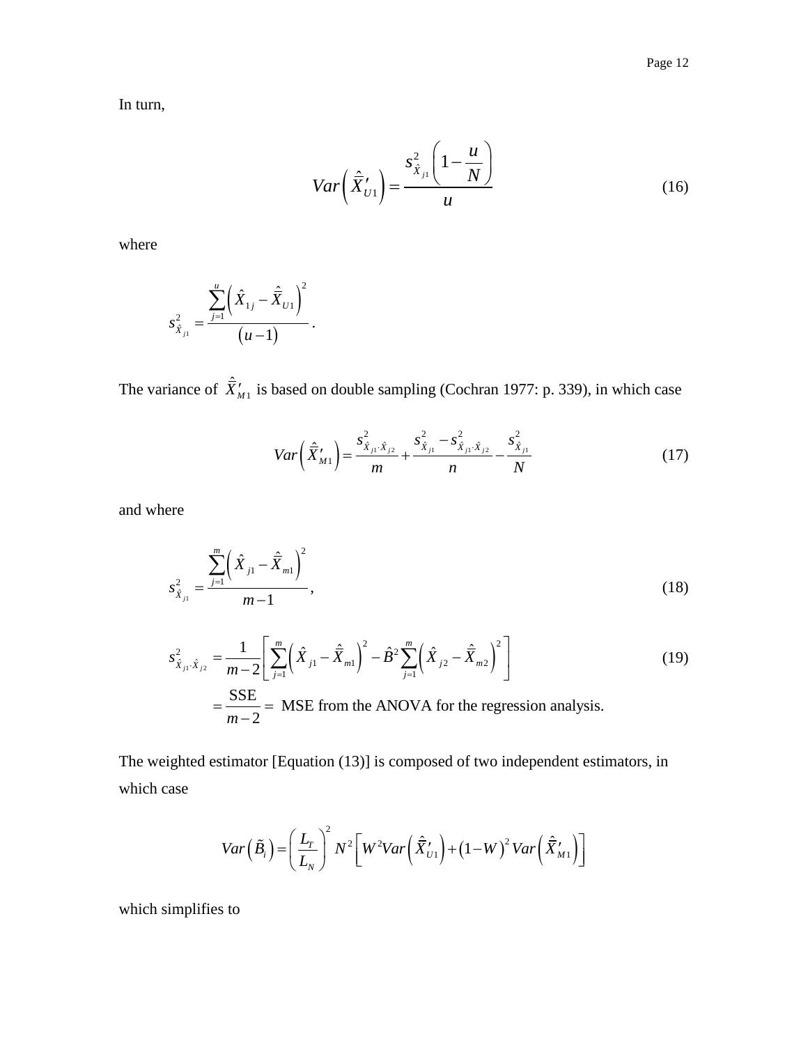In turn,

$$
Var\left(\hat{\bar{X}}'_{U1}\right) = \frac{s^2_{\hat{X}_{j1}}\left(1-\dfrac{u}{N}\right)}{u} \tag{16}
$$

where

$$
s^2_{\hat{X}_{j1}} = \frac{\sum_{j=1}^{u}\left(\hat{X}_{1j} - \hat{\bar{X}}_{U1}\right)^2}{(u-1)} .
$$

The variance of $\hat{\bar{X}}'_{M1}$ is based on double sampling (Cochran 1977: p. 339), in which case

$$
Var\left(\hat{\bar{X}}'_{M1}\right) = \frac{s^2_{\hat{X}_{j1}\cdot\hat{X}_{j2}}}{m} + \frac{s^2_{\hat{X}_{j1}} - s^2_{\hat{X}_{j1}\cdot\hat{X}_{j2}}}{n} - \frac{s^2_{\hat{X}_{j1}}}{N} \tag{17}
$$

and where

$$
s^2_{\hat{X}_{j1}} = \frac{\sum_{j=1}^{m}\left(\hat{X}_{j1} - \hat{\bar{X}}_{m1}\right)^2}{m-1}, \tag{18}
$$

$$
\begin{aligned}
s^2_{\hat{X}_{j1}\cdot\hat{X}_{j2}} &= \frac{1}{m-2}\left[\sum_{j=1}^{m}\left(\hat{X}_{j1} - \hat{\bar{X}}_{m1}\right)^2 - \hat{B}^2\sum_{j=1}^{m}\left(\hat{X}_{j2} - \hat{\bar{X}}_{m2}\right)^2\right] \\
&= \frac{\text{SSE}}{m-2} = \text{ MSE from the ANOVA for the regression analysis.}
\end{aligned} \tag{19}
$$

The weighted estimator [Equation (13)] is composed of two independent estimators, in which case

$$
Var\left(\tilde{B}_i\right) = \left(\frac{L_T}{L_N}\right)^2 N^2\left[W^2 Var\left(\hat{\bar{X}}'_{U1}\right) + (1-W)^2 Var\left(\hat{\bar{X}}'_{M1}\right)\right]
$$

which simplifies to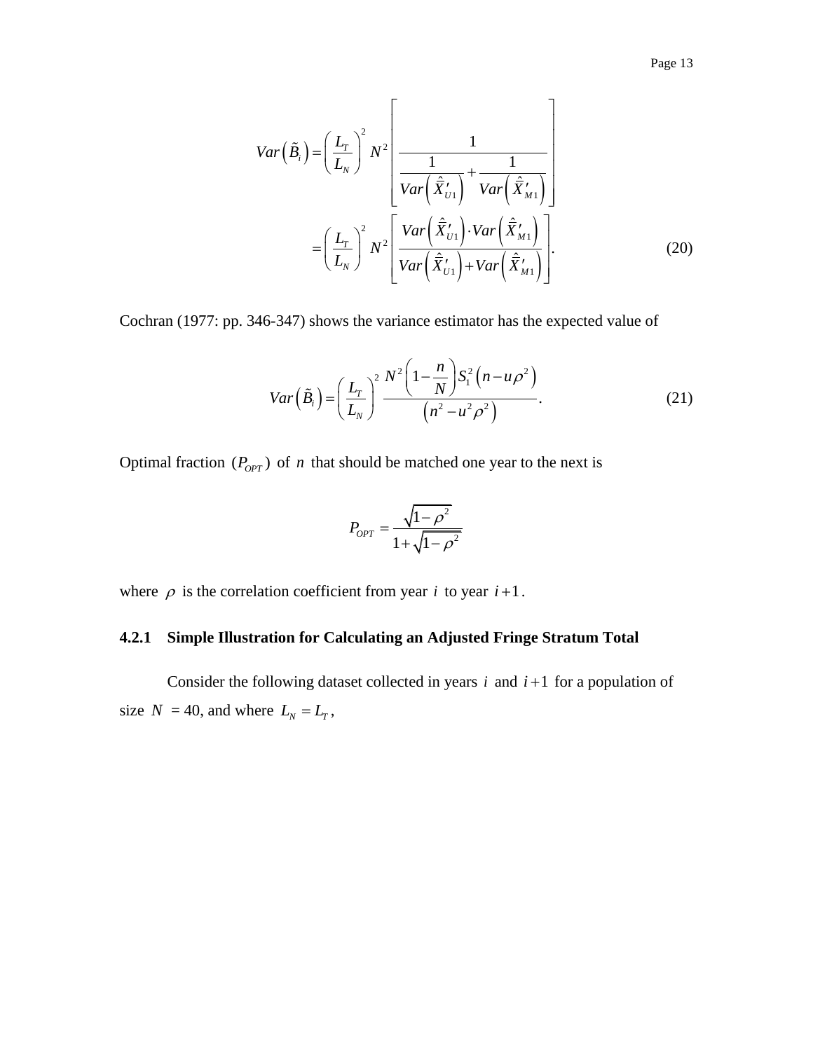$$Var\left(\tilde{B}_i\right) = \left(\frac{L_T}{L_N}\right)^2 N^2 \left[\frac{1}{\dfrac{1}{Var\left(\hat{\bar{X}}'_{U1}\right)} + \dfrac{1}{Var\left(\hat{\bar{X}}'_{M1}\right)}}\right]$$

$$= \left(\frac{L_T}{L_N}\right)^2 N^2 \left[\frac{Var\left(\hat{\bar{X}}'_{U1}\right) \cdot Var\left(\hat{\bar{X}}'_{M1}\right)}{Var\left(\hat{\bar{X}}'_{U1}\right) + Var\left(\hat{\bar{X}}'_{M1}\right)}\right]. \tag{20}$$

Cochran (1977: pp. 346-347) shows the variance estimator has the expected value of

$$Var\left(\tilde{B}_i\right) = \left(\frac{L_T}{L_N}\right)^2 \frac{N^2\left(1-\dfrac{n}{N}\right)S_1^2\left(n-u\rho^2\right)}{\left(n^2-u^2\rho^2\right)}. \tag{21}$$

Optimal fraction $(P_{OPT})$ of $n$ that should be matched one year to the next is

$$P_{OPT} = \frac{\sqrt{1-\rho^2}}{1+\sqrt{1-\rho^2}}$$

where $\rho$ is the correlation coefficient from year $i$ to year $i+1$.

### 4.2.1 Simple Illustration for Calculating an Adjusted Fringe Stratum Total

Consider the following dataset collected in years $i$ and $i+1$ for a population of size $N$ = 40, and where $L_N = L_T$,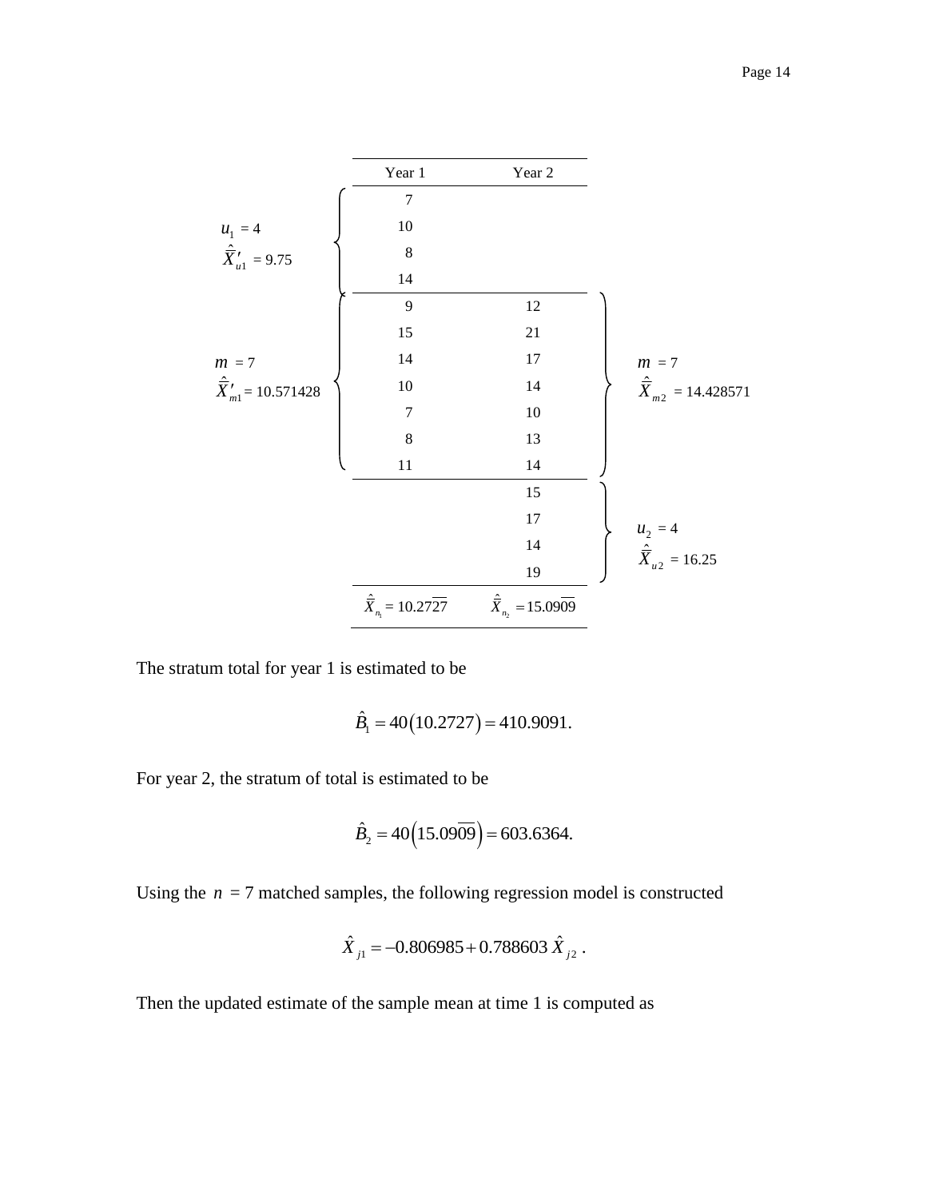| | Year 1 | Year 2 | |
|---|---|---|---|
| $u_1 = 4$ | 7 | | |
| $\hat{\bar{X}}'_{u1} = 9.75$ | 10 | | |
| | 8 | | |
| | 14 | | |
| $m = 7$ | 9 | 12 | $m = 7$ |
| $\hat{\bar{X}}'_{m1} = 10.571428$ | 15 | 21 | $\hat{\bar{X}}_{m2} = 14.428571$ |
| | 14 | 17 | |
| | 10 | 14 | |
| | 7 | 10 | |
| | 8 | 13 | |
| | 11 | 14 | |
| | | 15 | $u_2 = 4$ |
| | | 17 | $\hat{\bar{X}}_{u2} = 16.25$ |
| | | 14 | |
| | | 19 | |
| | $\hat{\bar{X}}_{n_1} = 10.27\overline{27}$ | $\hat{\bar{X}}_{n_2} = 15.09\overline{09}$ | |

The stratum total for year 1 is estimated to be

$$\hat{B}_1 = 40(10.2727) = 410.9091.$$

For year 2, the stratum of total is estimated to be

$$\hat{B}_2 = 40\left(15.09\overline{09}\right) = 603.6364.$$

Using the $n = 7$ matched samples, the following regression model is constructed

$$\hat{X}_{j1} = -0.806985 + 0.788603\,\hat{X}_{j2}\,.$$

Then the updated estimate of the sample mean at time 1 is computed as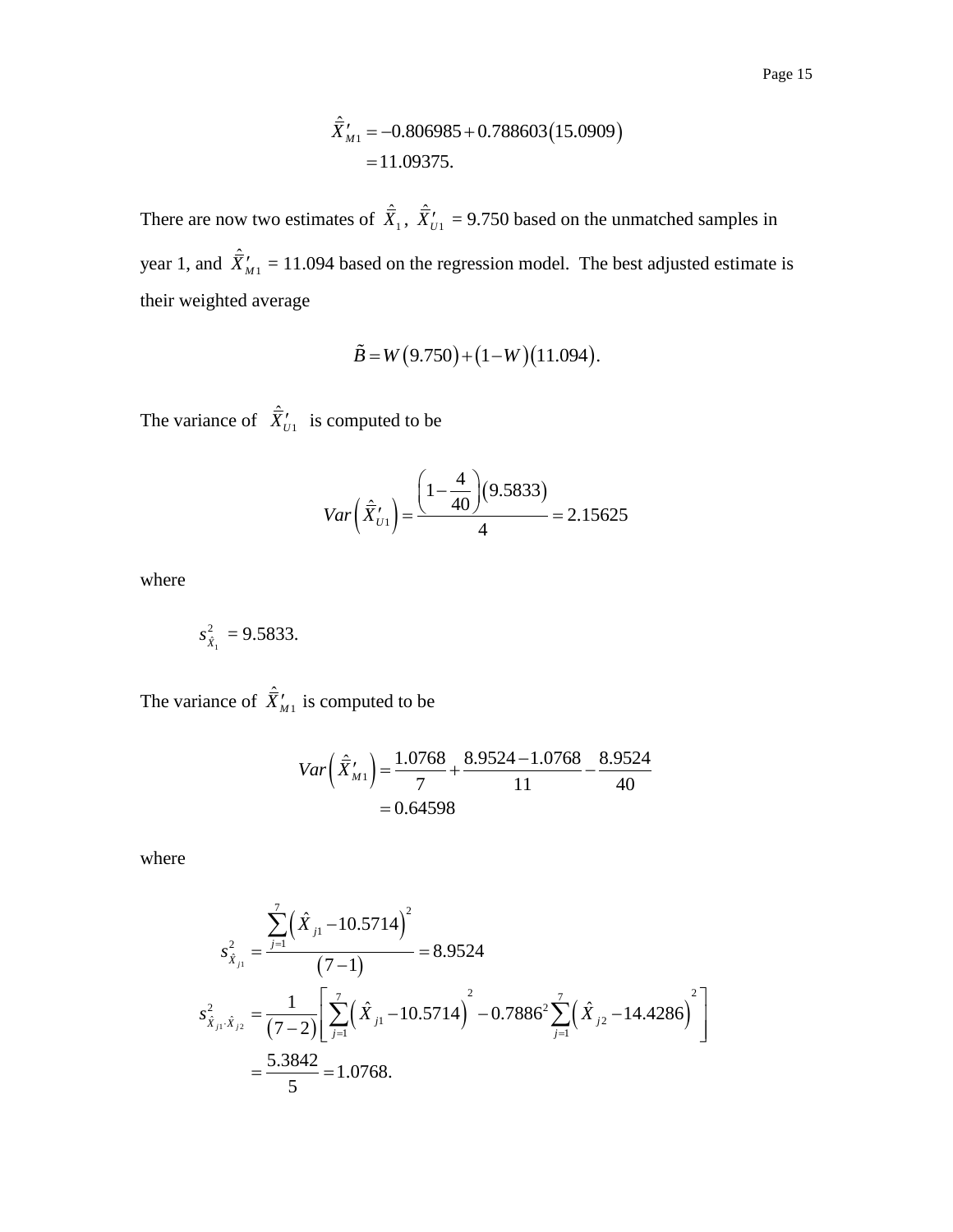$$\hat{\bar{X}}'_{M1} = -0.806985 + 0.788603(15.0909)$$
$$= 11.09375.$$

There are now two estimates of $\hat{\bar{X}}_1$, $\hat{\bar{X}}'_{U1}$ = 9.750 based on the unmatched samples in year 1, and $\hat{\bar{X}}'_{M1}$ = 11.094 based on the regression model. The best adjusted estimate is their weighted average

$$\tilde{B} = W(9.750) + (1 - W)(11.094).$$

The variance of $\hat{\bar{X}}'_{U1}$ is computed to be

$$Var\left(\hat{\bar{X}}'_{U1}\right) = \frac{\left(1 - \frac{4}{40}\right)(9.5833)}{4} = 2.15625$$

where

$$s^2_{\hat{X}_1} = 9.5833.$$

The variance of $\hat{\bar{X}}'_{M1}$ is computed to be

$$Var\left(\hat{\bar{X}}'_{M1}\right) = \frac{1.0768}{7} + \frac{8.9524 - 1.0768}{11} - \frac{8.9524}{40}$$
$$= 0.64598$$

where

$$s^2_{\hat{X}_{j1}} = \frac{\sum_{j=1}^{7}\left(\hat{X}_{j1} - 10.5714\right)^2}{(7-1)} = 8.9524$$

$$s^2_{\hat{X}_{j1}\cdot\hat{X}_{j2}} = \frac{1}{(7-2)}\left[\sum_{j=1}^{7}\left(\hat{X}_{j1} - 10.5714\right)^2 - 0.7886^2\sum_{j=1}^{7}\left(\hat{X}_{j2} - 14.4286\right)^2\right]$$
$$= \frac{5.3842}{5} = 1.0768.$$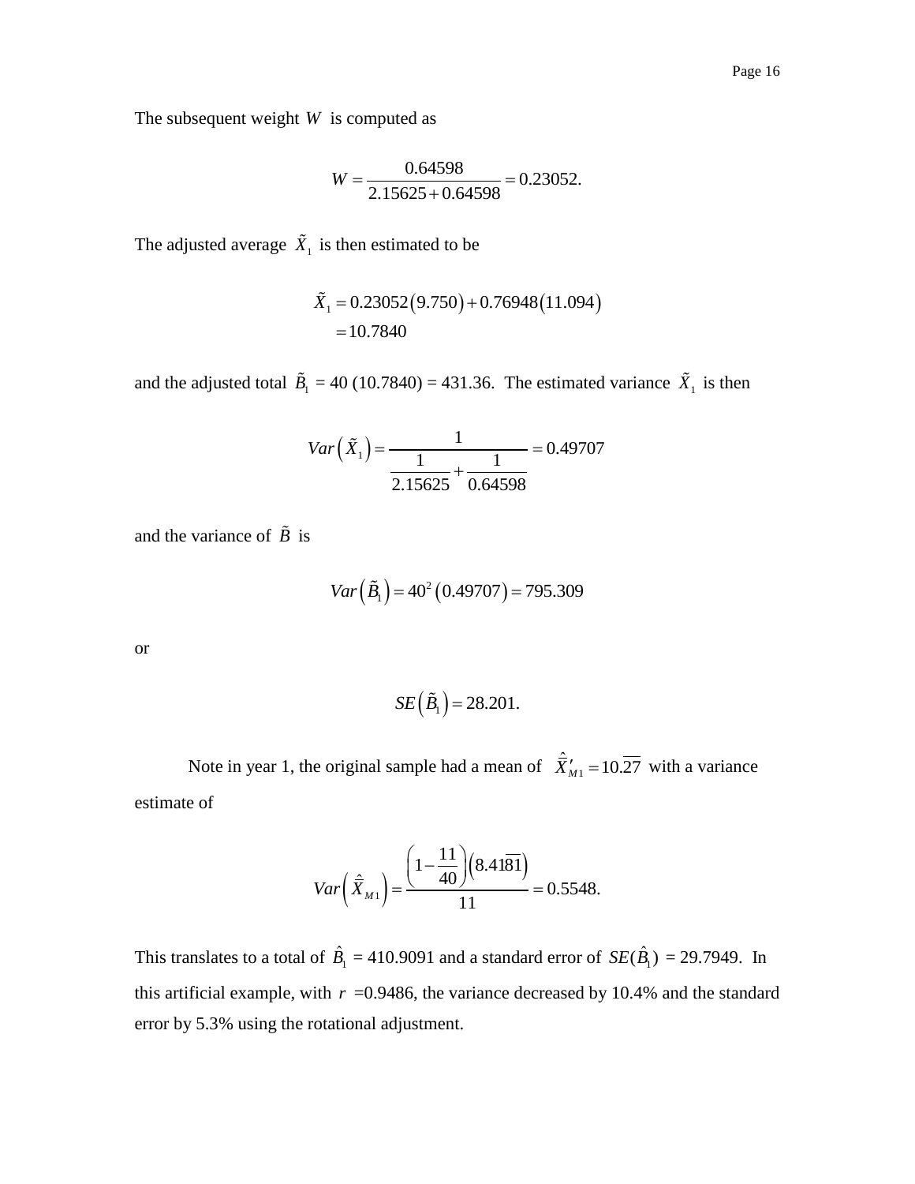The subsequent weight $W$ is computed as

$$W = \frac{0.64598}{2.15625 + 0.64598} = 0.23052.$$

The adjusted average $\tilde{X}_1$ is then estimated to be

$$\begin{aligned}\tilde{X}_1 &= 0.23052(9.750) + 0.76948(11.094) \\ &= 10.7840\end{aligned}$$

and the adjusted total $\tilde{B}_1$ = 40 (10.7840) = 431.36. The estimated variance $\tilde{X}_1$ is then

$$Var\left(\tilde{X}_1\right) = \frac{1}{\dfrac{1}{2.15625} + \dfrac{1}{0.64598}} = 0.49707$$

and the variance of $\tilde{B}$ is

$$Var\left(\tilde{B}_1\right) = 40^2\left(0.49707\right) = 795.309$$

or

$$SE\left(\tilde{B}_1\right) = 28.201.$$

Note in year 1, the original sample had a mean of $\hat{\bar{X}}'_{M1} = 10.\overline{27}$ with a variance estimate of

$$Var\left(\hat{\bar{X}}_{M1}\right) = \frac{\left(1 - \dfrac{11}{40}\right)\left(8.41\overline{81}\right)}{11} = 0.5548.$$

This translates to a total of $\hat{B}_1$ = 410.9091 and a standard error of $SE(\hat{B}_1)$ = 29.7949. In this artificial example, with $r$ =0.9486, the variance decreased by 10.4% and the standard error by 5.3% using the rotational adjustment.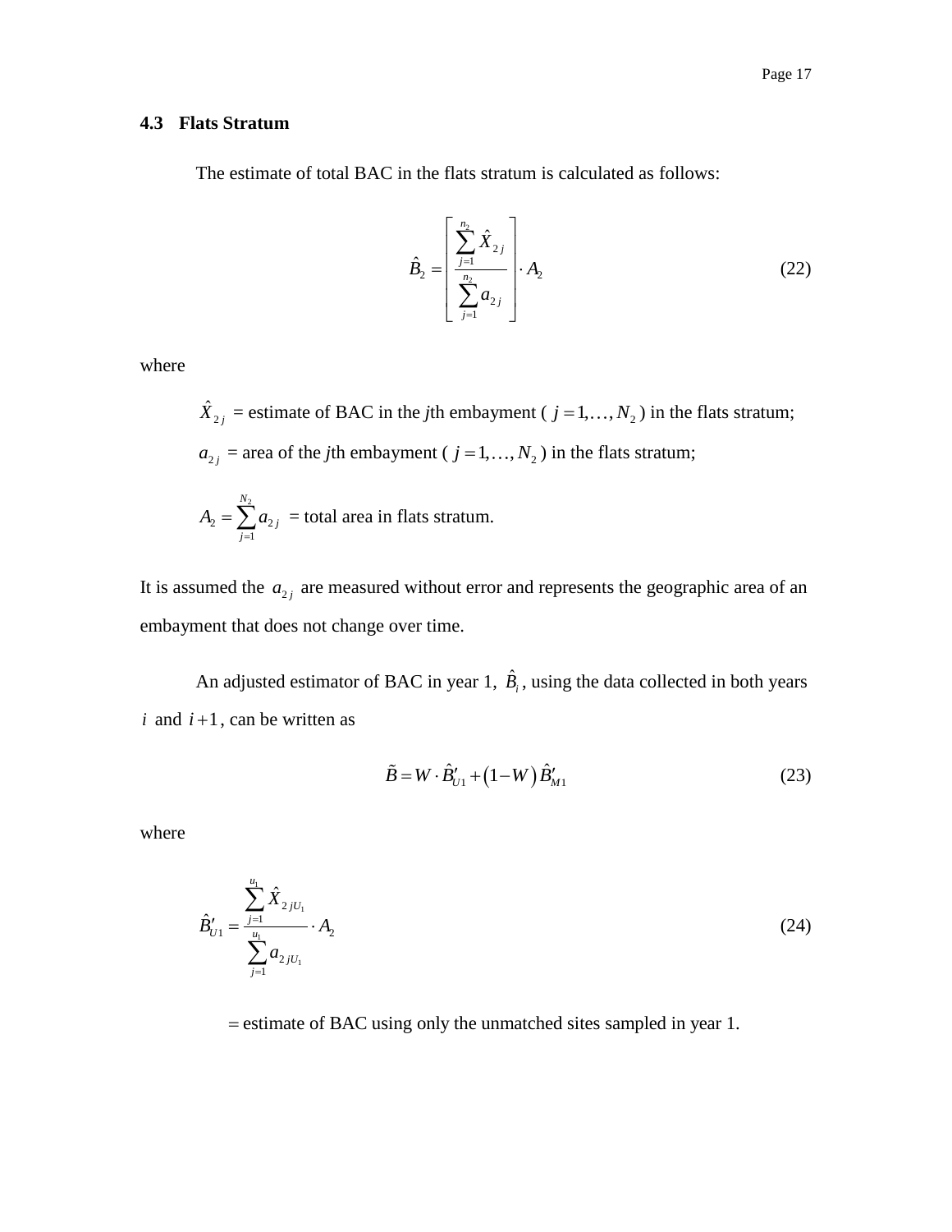### 4.3 Flats Stratum

The estimate of total BAC in the flats stratum is calculated as follows:

$$\hat{B}_2 = \left[ \frac{\sum_{j=1}^{n_2} \hat{X}_{2j}}{\sum_{j=1}^{n_2} a_{2j}} \right] \cdot A_2 \tag{22}$$

where

$\hat{X}_{2j}$ = estimate of BAC in the *j*th embayment ( $j = 1, \ldots, N_2$ ) in the flats stratum;

$a_{2j}$ = area of the *j*th embayment ( $j = 1, \ldots, N_2$ ) in the flats stratum;

$A_2 = \sum_{j=1}^{N_2} a_{2j}$ = total area in flats stratum.

It is assumed the $a_{2j}$ are measured without error and represents the geographic area of an embayment that does not change over time.

An adjusted estimator of BAC in year 1, $\hat{B}_i$, using the data collected in both years $i$ and $i+1$, can be written as

$$\tilde{B} = W \cdot \hat{B}'_{U1} + \left(1 - W\right) \hat{B}'_{M1} \tag{23}$$

where

$$\hat{B}'_{U1} = \frac{\sum_{j=1}^{u_1} \hat{X}_{2jU_1}}{\sum_{j=1}^{u_1} a_{2jU_1}} \cdot A_2 \tag{24}$$

= estimate of BAC using only the unmatched sites sampled in year 1.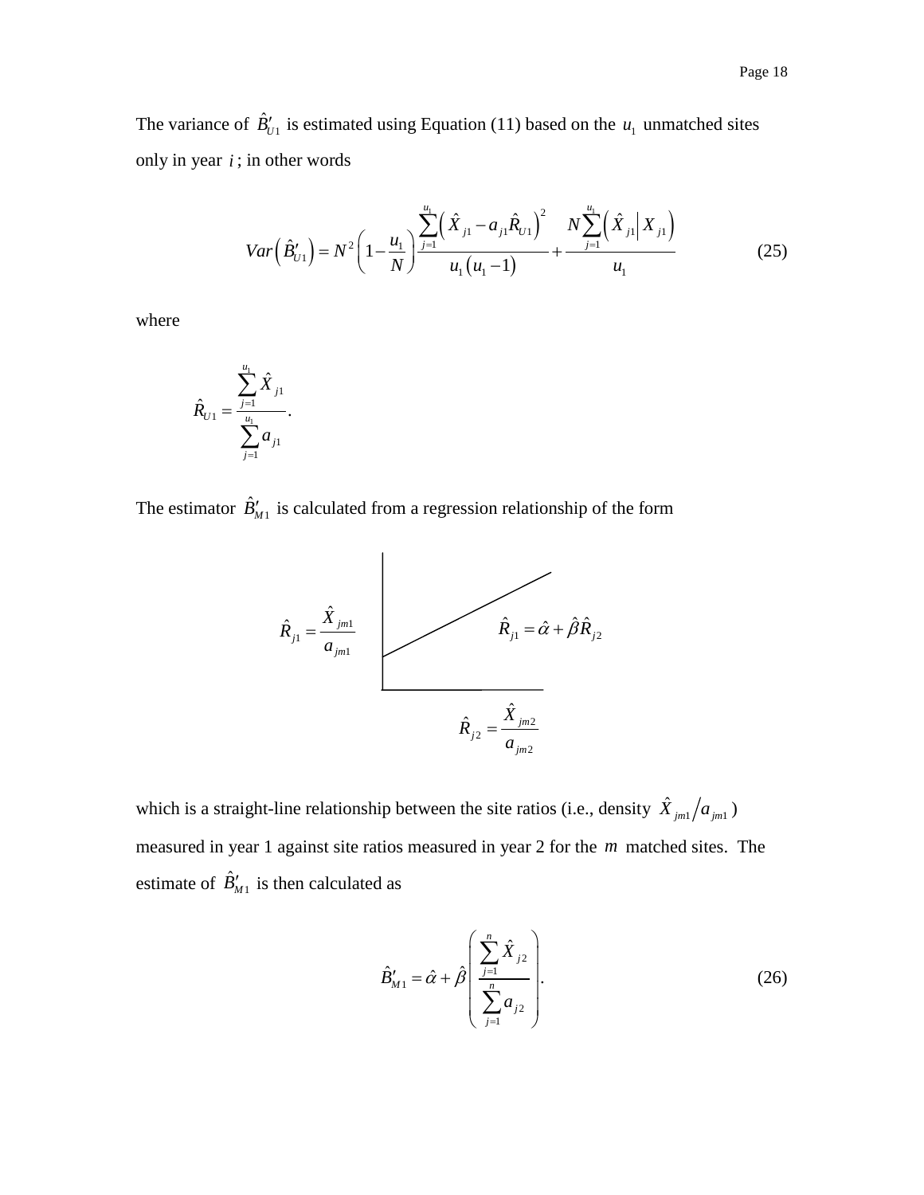The variance of $\hat{B}'_{U1}$ is estimated using Equation (11) based on the $u_1$ unmatched sites only in year $i$; in other words

$$Var\left(\hat{B}'_{U1}\right) = N^2\left(1-\frac{u_1}{N}\right)\frac{\sum_{j=1}^{u_1}\left(\hat{X}_{j1} - a_{j1}\hat{R}_{U1}\right)^2}{u_1\left(u_1-1\right)} + \frac{N\sum_{j=1}^{u_1}\left(\hat{X}_{j1}\middle|X_{j1}\right)}{u_1} \tag{25}$$

where

$$\hat{R}_{U1} = \frac{\sum_{j=1}^{u_1}\hat{X}_{j1}}{\sum_{j=1}^{u_1}a_{j1}}.$$

The estimator $\hat{B}'_{M1}$ is calculated from a regression relationship of the form

$$\hat{R}_{j1} = \frac{\hat{X}_{jm1}}{a_{jm1}} \qquad \hat{R}_{j1} = \hat{\alpha} + \hat{\beta}\hat{R}_{j2} \qquad \hat{R}_{j2} = \frac{\hat{X}_{jm2}}{a_{jm2}}$$

which is a straight-line relationship between the site ratios (i.e., density $\hat{X}_{jm1}/a_{jm1}$) measured in year 1 against site ratios measured in year 2 for the $m$ matched sites. The estimate of $\hat{B}'_{M1}$ is then calculated as

$$\hat{B}'_{M1} = \hat{\alpha} + \hat{\beta}\left(\frac{\sum_{j=1}^{n}\hat{X}_{j2}}{\sum_{j=1}^{n}a_{j2}}\right). \tag{26}$$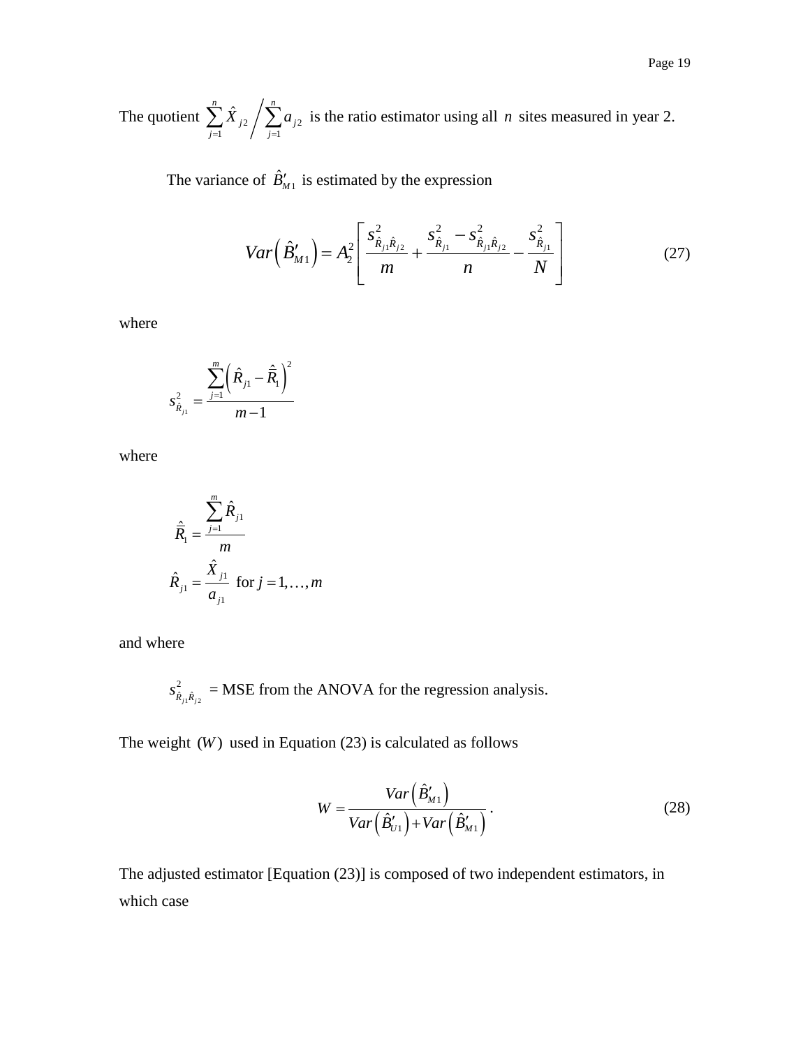The quotient $\sum_{j=1}^{n} \hat{X}_{j2} \Big/ \sum_{j=1}^{n} a_{j2}$ is the ratio estimator using all $n$ sites measured in year 2.

The variance of $\hat{B}'_{M1}$ is estimated by the expression

$$Var\left(\hat{B}'_{M1}\right) = A_2^2 \left[ \frac{s^2_{\hat{R}_{j1}\hat{R}_{j2}}}{m} + \frac{s^2_{\hat{R}_{j1}} - s^2_{\hat{R}_{j1}\hat{R}_{j2}}}{n} - \frac{s^2_{\hat{R}_{j1}}}{N} \right] \tag{27}$$

where

$$s^2_{\hat{R}_{j1}} = \frac{\sum_{j=1}^{m} \left( \hat{R}_{j1} - \hat{\bar{R}}_1 \right)^2}{m-1}$$

where

$$\hat{\bar{R}}_1 = \frac{\sum_{j=1}^{m} \hat{R}_{j1}}{m}$$

$$\hat{R}_{j1} = \frac{\hat{X}_{j1}}{a_{j1}} \text{ for } j = 1, \ldots, m$$

and where

$s^2_{\hat{R}_{j1}\hat{R}_{j2}}$ = MSE from the ANOVA for the regression analysis.

The weight $(W)$ used in Equation (23) is calculated as follows

$$W = \frac{Var\left(\hat{B}'_{M1}\right)}{Var\left(\hat{B}'_{U1}\right) + Var\left(\hat{B}'_{M1}\right)}. \tag{28}$$

The adjusted estimator [Equation (23)] is composed of two independent estimators, in which case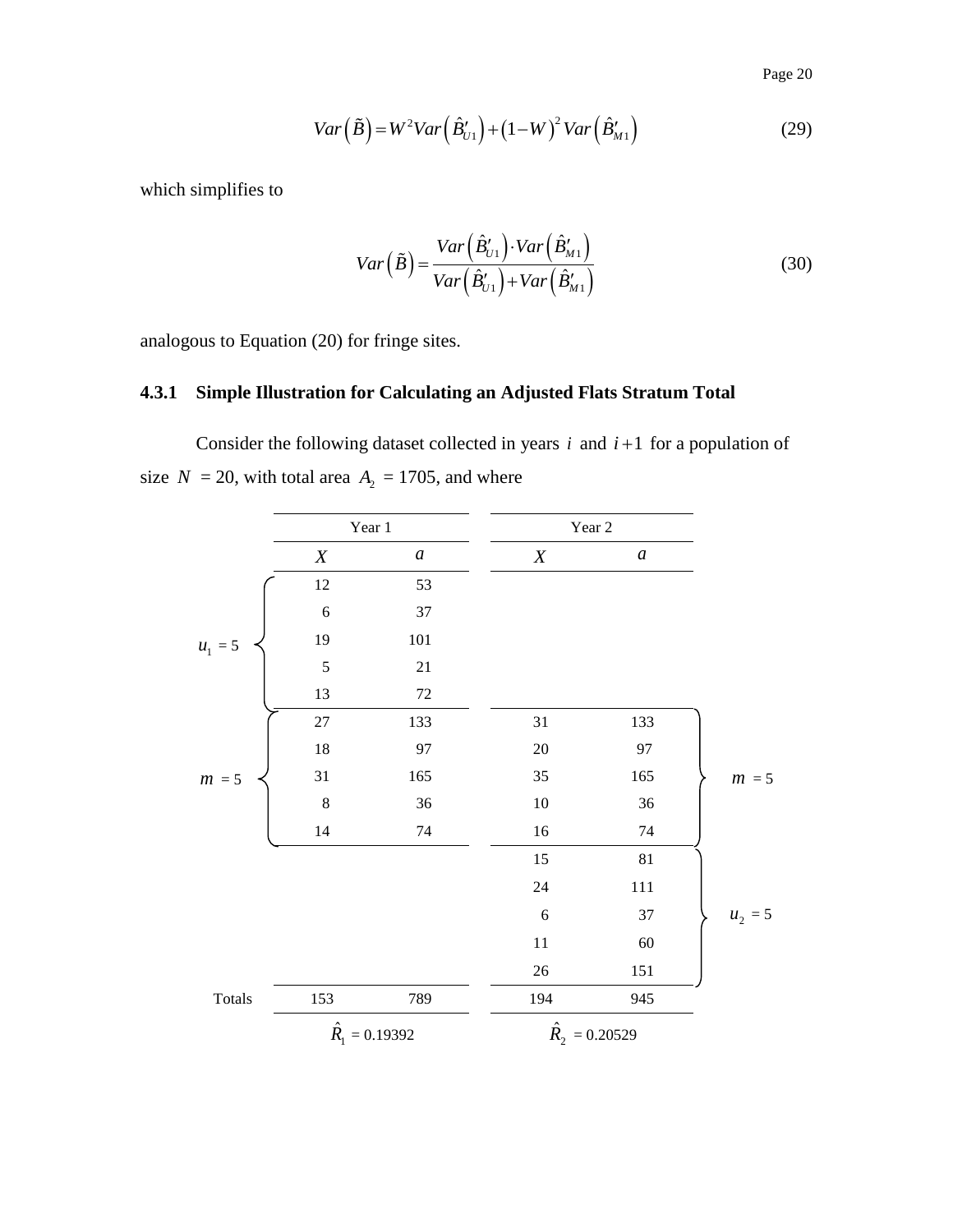$$Var\left(\tilde{B}\right) = W^2 Var\left(\hat{B}'_{U1}\right) + \left(1 - W\right)^2 Var\left(\hat{B}'_{M1}\right) \tag{29}$$

which simplifies to

$$Var\left(\tilde{B}\right) = \frac{Var\left(\hat{B}'_{U1}\right) \cdot Var\left(\hat{B}'_{M1}\right)}{Var\left(\hat{B}'_{U1}\right) + Var\left(\hat{B}'_{M1}\right)} \tag{30}$$

analogous to Equation (20) for fringe sites.

### 4.3.1 Simple Illustration for Calculating an Adjusted Flats Stratum Total

Consider the following dataset collected in years $i$ and $i+1$ for a population of size $N$ = 20, with total area $A_2$ = 1705, and where

| | Year 1 | | Year 2 | | |
|---|---|---|---|---|---|
| | $X$ | $a$ | $X$ | $a$ | |
| $u_1$ = 5 | 12 | 53 | | | |
| | 6 | 37 | | | |
| | 19 | 101 | | | |
| | 5 | 21 | | | |
| | 13 | 72 | | | |
| $m$ = 5 | 27 | 133 | 31 | 133 | $m$ = 5 |
| | 18 | 97 | 20 | 97 | |
| | 31 | 165 | 35 | 165 | |
| | 8 | 36 | 10 | 36 | |
| | 14 | 74 | 16 | 74 | |
| | | | 15 | 81 | $u_2$ = 5 |
| | | | 24 | 111 | |
| | | | 6 | 37 | |
| | | | 11 | 60 | |
| | | | 26 | 151 | |
| Totals | 153 | 789 | 194 | 945 | |
| | $\hat{R}_1$ = 0.19392 | | $\hat{R}_2$ = 0.20529 | | |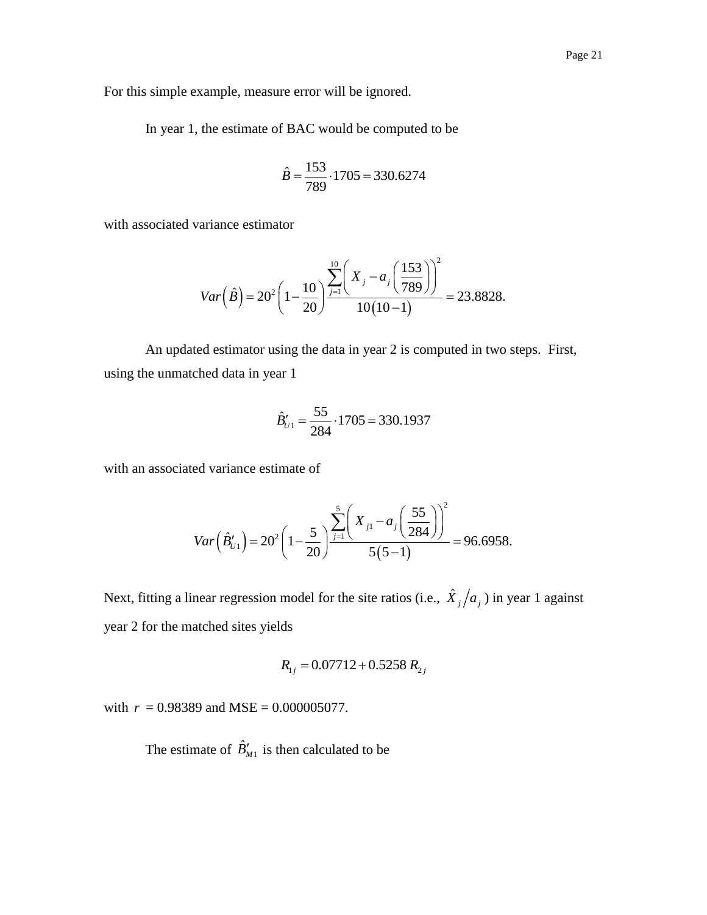For this simple example, measure error will be ignored.

In year 1, the estimate of BAC would be computed to be

$$\hat{B} = \frac{153}{789} \cdot 1705 = 330.6274$$

with associated variance estimator

$$Var\left(\hat{B}\right) = 20^2 \left(1 - \frac{10}{20}\right) \frac{\sum_{j=1}^{10} \left( X_j - a_j \left( \frac{153}{789} \right) \right)^2}{10(10-1)} = 23.8828.$$

An updated estimator using the data in year 2 is computed in two steps. First, using the unmatched data in year 1

$$\hat{B}'_{U1} = \frac{55}{284} \cdot 1705 = 330.1937$$

with an associated variance estimate of

$$Var\left(\hat{B}'_{U1}\right) = 20^2 \left(1 - \frac{5}{20}\right) \frac{\sum_{j=1}^{5} \left( X_{j1} - a_j \left( \frac{55}{284} \right) \right)^2}{5(5-1)} = 96.6958.$$

Next, fitting a linear regression model for the site ratios (i.e., $\hat{X}_j / a_j$ ) in year 1 against year 2 for the matched sites yields

$$R_{1j} = 0.07712 + 0.5258 \, R_{2j}$$

with $r$ = 0.98389 and MSE = 0.000005077.

The estimate of $\hat{B}'_{M1}$ is then calculated to be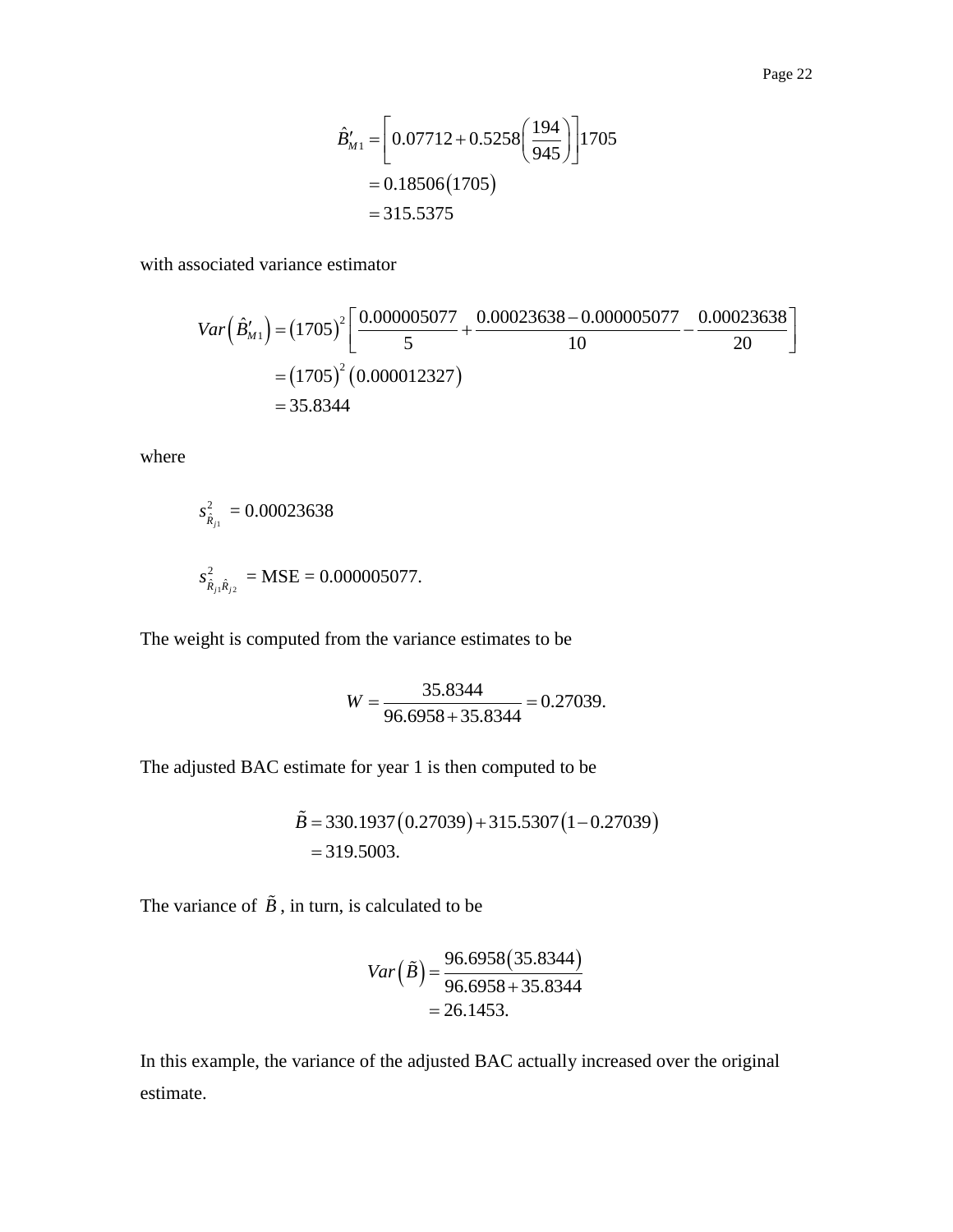$$
\begin{aligned}
\hat{B}'_{M1} &= \left[0.07712 + 0.5258\left(\frac{194}{945}\right)\right]1705 \\
&= 0.18506(1705) \\
&= 315.5375
\end{aligned}
$$

with associated variance estimator

$$
\begin{aligned}
Var\left(\hat{B}'_{M1}\right) &= (1705)^2\left[\frac{0.000005077}{5} + \frac{0.00023638 - 0.000005077}{10} - \frac{0.00023638}{20}\right] \\
&= (1705)^2(0.000012327) \\
&= 35.8344
\end{aligned}
$$

where

$$s^2_{\hat{R}_{j1}} = 0.00023638$$

$$s^2_{\hat{R}_{j1}\hat{R}_{j2}} = \text{MSE} = 0.000005077.$$

The weight is computed from the variance estimates to be

$$W = \frac{35.8344}{96.6958 + 35.8344} = 0.27039.$$

The adjusted BAC estimate for year 1 is then computed to be

$$
\begin{aligned}
\tilde{B} &= 330.1937(0.27039) + 315.5307(1 - 0.27039) \\
&= 319.5003.
\end{aligned}
$$

The variance of $\tilde{B}$, in turn, is calculated to be

$$
\begin{aligned}
Var\left(\tilde{B}\right) &= \frac{96.6958(35.8344)}{96.6958 + 35.8344} \\
&= 26.1453.
\end{aligned}
$$

In this example, the variance of the adjusted BAC actually increased over the original estimate.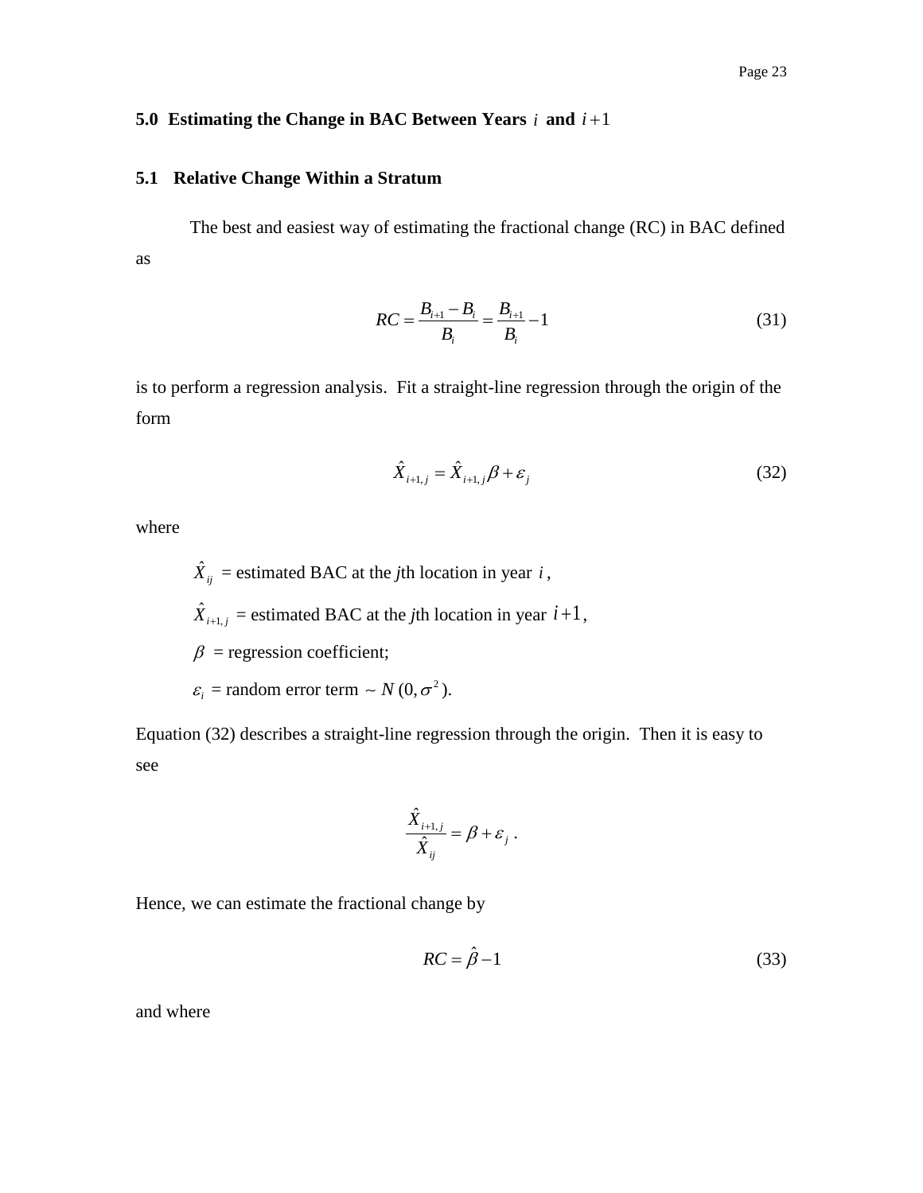## 5.0 Estimating the Change in BAC Between Years $i$ and $i+1$

### 5.1 Relative Change Within a Stratum

The best and easiest way of estimating the fractional change (RC) in BAC defined as

$$RC = \frac{B_{i+1} - B_i}{B_i} = \frac{B_{i+1}}{B_i} - 1 \tag{31}$$

is to perform a regression analysis. Fit a straight-line regression through the origin of the form

$$\hat{X}_{i+1,j} = \hat{X}_{i+1,j}\beta + \varepsilon_j \tag{32}$$

where

$\hat{X}_{ij}$ = estimated BAC at the *j*th location in year $i$,

$\hat{X}_{i+1,j}$ = estimated BAC at the *j*th location in year $i+1$,

$\beta$ = regression coefficient;

$\varepsilon_i$ = random error term ~ $N(0, \sigma^2)$.

Equation (32) describes a straight-line regression through the origin. Then it is easy to see

$$\frac{\hat{X}_{i+1,j}}{\hat{X}_{ij}} = \beta + \varepsilon_j .$$

Hence, we can estimate the fractional change by

$$RC = \hat{\beta} - 1 \tag{33}$$

and where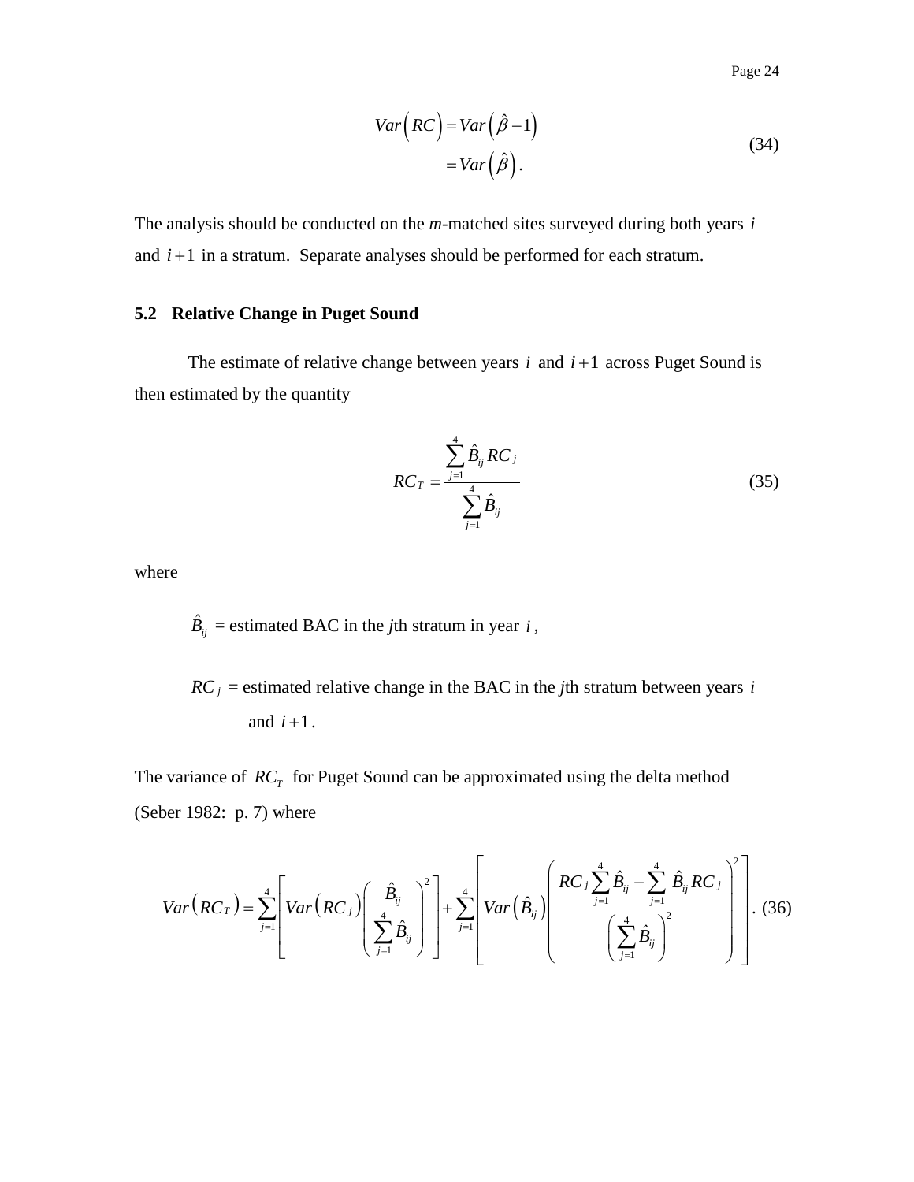$$Var\left(RC\right) = Var\left(\hat{\beta} - 1\right)$$
$$= Var\left(\hat{\beta}\right). \tag{34}$$

The analysis should be conducted on the *m*-matched sites surveyed during both years $i$ and $i+1$ in a stratum. Separate analyses should be performed for each stratum.

### 5.2 Relative Change in Puget Sound

The estimate of relative change between years $i$ and $i+1$ across Puget Sound is then estimated by the quantity

$$RC_T = \frac{\sum_{j=1}^{4} \hat{B}_{ij} RC_j}{\sum_{j=1}^{4} \hat{B}_{ij}} \tag{35}$$

where

$\hat{B}_{ij}$ = estimated BAC in the *j*th stratum in year $i$,

$RC_j$ = estimated relative change in the BAC in the *j*th stratum between years $i$ and $i+1$.

The variance of $RC_T$ for Puget Sound can be approximated using the delta method (Seber 1982: p. 7) where

$$Var\left(RC_T\right) = \sum_{j=1}^{4}\left[Var\left(RC_j\right)\left(\frac{\hat{B}_{ij}}{\sum_{j=1}^{4}\hat{B}_{ij}}\right)^2\right] + \sum_{j=1}^{4}\left[Var\left(\hat{B}_{ij}\right)\left(\frac{RC_j\sum_{j=1}^{4}\hat{B}_{ij} - \sum_{j=1}^{4}\hat{B}_{ij}RC_j}{\left(\sum_{j=1}^{4}\hat{B}_{ij}\right)^2}\right)^2\right]. \tag{36}$$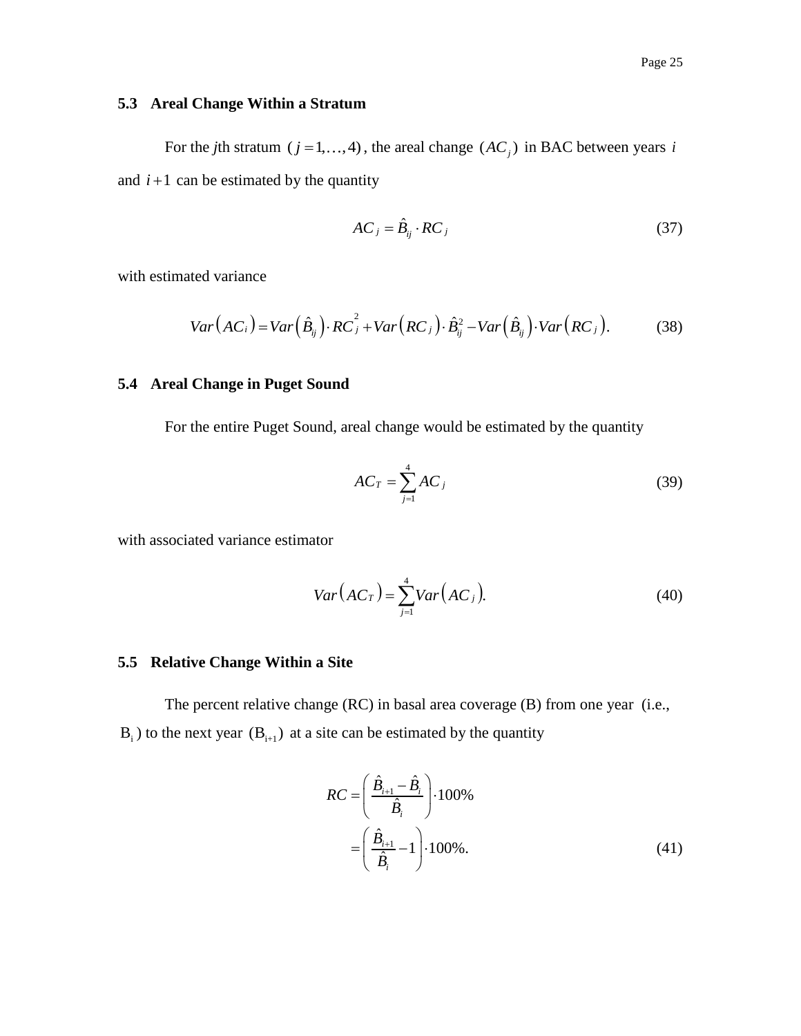### 5.3 Areal Change Within a Stratum

For the $j$th stratum $(j = 1, \ldots, 4)$, the areal change $(AC_j)$ in BAC between years $i$ and $i+1$ can be estimated by the quantity

$$AC_j = \hat{B}_{ij} \cdot RC_j \tag{37}$$

with estimated variance

$$Var\left(AC_i\right) = Var\left(\hat{B}_{ij}\right) \cdot RC_j^2 + Var\left(RC_j\right) \cdot \hat{B}_{ij}^2 - Var\left(\hat{B}_{ij}\right) \cdot Var\left(RC_j\right). \tag{38}$$

### 5.4 Areal Change in Puget Sound

For the entire Puget Sound, areal change would be estimated by the quantity

$$AC_T = \sum_{j=1}^{4} AC_j \tag{39}$$

with associated variance estimator

$$Var\left(AC_T\right) = \sum_{j=1}^{4} Var\left(AC_j\right). \tag{40}$$

### 5.5 Relative Change Within a Site

The percent relative change (RC) in basal area coverage (B) from one year (i.e., $B_i$) to the next year $(B_{i+1})$ at a site can be estimated by the quantity

$$\begin{aligned} RC &= \left( \frac{\hat{B}_{i+1} - \hat{B}_i}{\hat{B}_i} \right) \cdot 100\% \\ &= \left( \frac{\hat{B}_{i+1}}{\hat{B}_i} - 1 \right) \cdot 100\%. \end{aligned} \tag{41}$$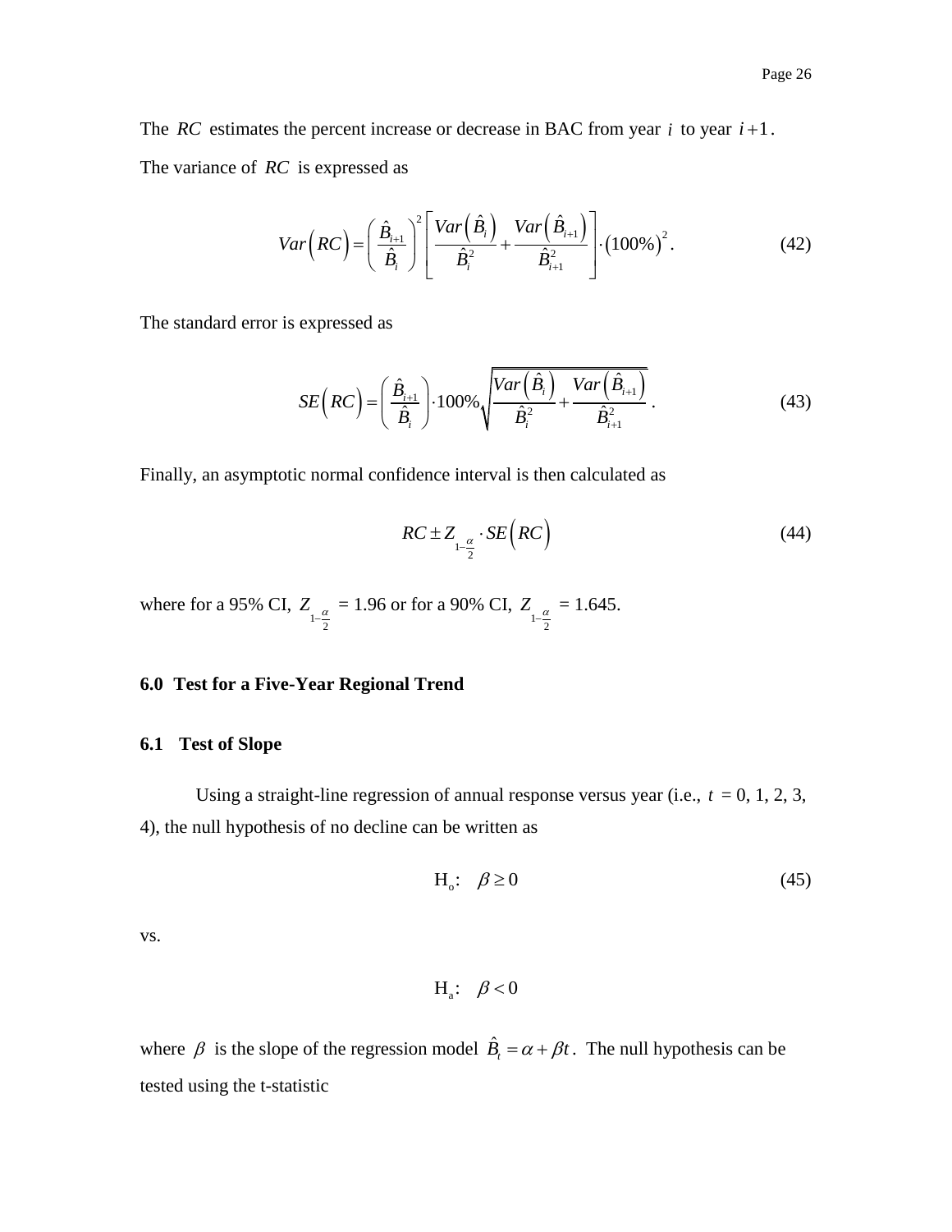The $RC$ estimates the percent increase or decrease in BAC from year $i$ to year $i+1$.

The variance of $RC$ is expressed as

$$Var\left(RC\right)=\left(\frac{\hat{B}_{i+1}}{\hat{B}_i}\right)^2\left[\frac{Var\left(\hat{B}_i\right)}{\hat{B}_i^2}+\frac{Var\left(\hat{B}_{i+1}\right)}{\hat{B}_{i+1}^2}\right]\cdot\left(100\%\right)^2. \tag{42}$$

The standard error is expressed as

$$SE\left(RC\right)=\left(\frac{\hat{B}_{i+1}}{\hat{B}_i}\right)\cdot 100\%\sqrt{\frac{Var\left(\hat{B}_i\right)}{\hat{B}_i^2}+\frac{Var\left(\hat{B}_{i+1}\right)}{\hat{B}_{i+1}^2}}\,. \tag{43}$$

Finally, an asymptotic normal confidence interval is then calculated as

$$RC \pm Z_{1-\frac{\alpha}{2}}\cdot SE\left(RC\right) \tag{44}$$

where for a 95% CI, $Z_{1-\frac{\alpha}{2}}$ = 1.96 or for a 90% CI, $Z_{1-\frac{\alpha}{2}}$ = 1.645.

## 6.0 Test for a Five-Year Regional Trend

### 6.1 Test of Slope

Using a straight-line regression of annual response versus year (i.e., $t$ = 0, 1, 2, 3, 4), the null hypothesis of no decline can be written as

$$\text{H}_\text{o}:\quad \beta \ge 0 \tag{45}$$

vs.

$$\text{H}_\text{a}:\quad \beta < 0$$

where $\beta$ is the slope of the regression model $\hat{B}_t=\alpha+\beta t$. The null hypothesis can be tested using the t-statistic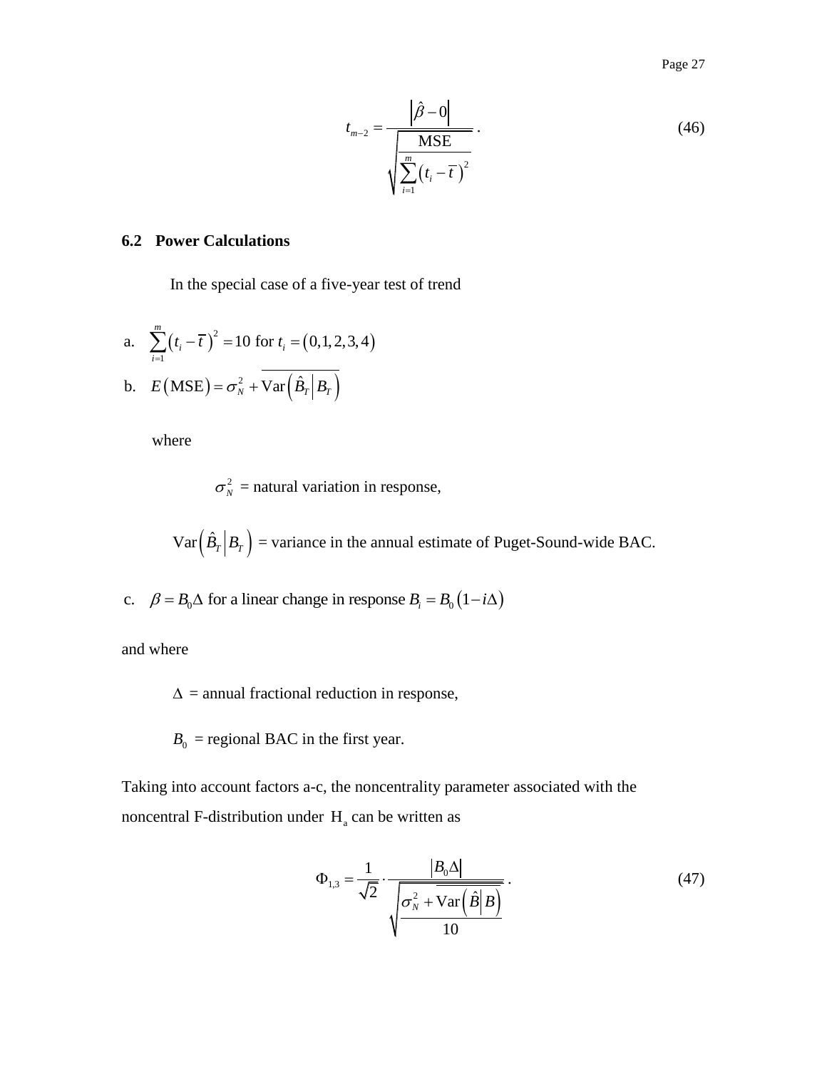$$t_{m-2} = \frac{\left|\hat{\beta} - 0\right|}{\sqrt{\dfrac{\text{MSE}}{\sum_{i=1}^{m}\left(t_i - \overline{t}\right)^2}}} \,. \tag{46}$$

### 6.2 Power Calculations

In the special case of a five-year test of trend

a. $\sum_{i=1}^{m}\left(t_i - \overline{t}\right)^2 = 10$ for $t_i = (0,1,2,3,4)$

b. $E(\text{MSE}) = \sigma_N^2 + \overline{\text{Var}\left(\hat{B}_T \middle| B_T\right)}$

where

$\sigma_N^2$ = natural variation in response,

$\text{Var}\left(\hat{B}_T \middle| B_T\right)$ = variance in the annual estimate of Puget-Sound-wide BAC.

c. $\beta = B_0 \Delta$ for a linear change in response $B_i = B_0 (1 - i\Delta)$

and where

$\Delta$ = annual fractional reduction in response,

$B_0$ = regional BAC in the first year.

Taking into account factors a-c, the noncentrality parameter associated with the noncentral F-distribution under $\text{H}_\text{a}$ can be written as

$$\Phi_{1,3} = \frac{1}{\sqrt{2}} \cdot \frac{\left|B_0 \Delta\right|}{\sqrt{\dfrac{\sigma_N^2 + \overline{\text{Var}\left(\hat{B} \middle| B\right)}}{10}}} \,. \tag{47}$$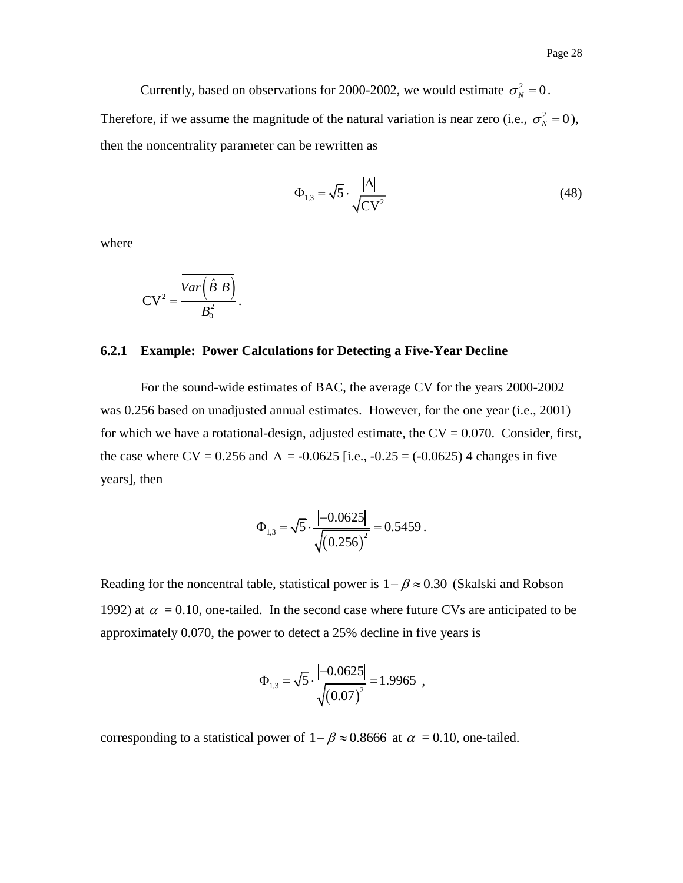Currently, based on observations for 2000-2002, we would estimate $\sigma_N^2 = 0$. Therefore, if we assume the magnitude of the natural variation is near zero (i.e., $\sigma_N^2 = 0$), then the noncentrality parameter can be rewritten as

$$\Phi_{1,3} = \sqrt{5} \cdot \frac{|\Delta|}{\sqrt{\text{CV}^2}} \tag{48}$$

where

$$\text{CV}^2 = \frac{\overline{Var\left(\hat{B}\middle|B\right)}}{B_0^2}.$$

### 6.2.1 Example: Power Calculations for Detecting a Five-Year Decline

For the sound-wide estimates of BAC, the average CV for the years 2000-2002 was 0.256 based on unadjusted annual estimates. However, for the one year (i.e., 2001) for which we have a rotational-design, adjusted estimate, the CV = 0.070. Consider, first, the case where CV = 0.256 and $\Delta$ = -0.0625 [i.e., -0.25 = (-0.0625) 4 changes in five years], then

$$\Phi_{1,3} = \sqrt{5} \cdot \frac{|-0.0625|}{\sqrt{(0.256)^2}} = 0.5459.$$

Reading for the noncentral table, statistical power is $1-\beta \approx 0.30$ (Skalski and Robson 1992) at $\alpha$ = 0.10, one-tailed. In the second case where future CVs are anticipated to be approximately 0.070, the power to detect a 25% decline in five years is

$$\Phi_{1,3} = \sqrt{5} \cdot \frac{|-0.0625|}{\sqrt{(0.07)^2}} = 1.9965,$$

corresponding to a statistical power of $1-\beta \approx 0.8666$ at $\alpha$ = 0.10, one-tailed.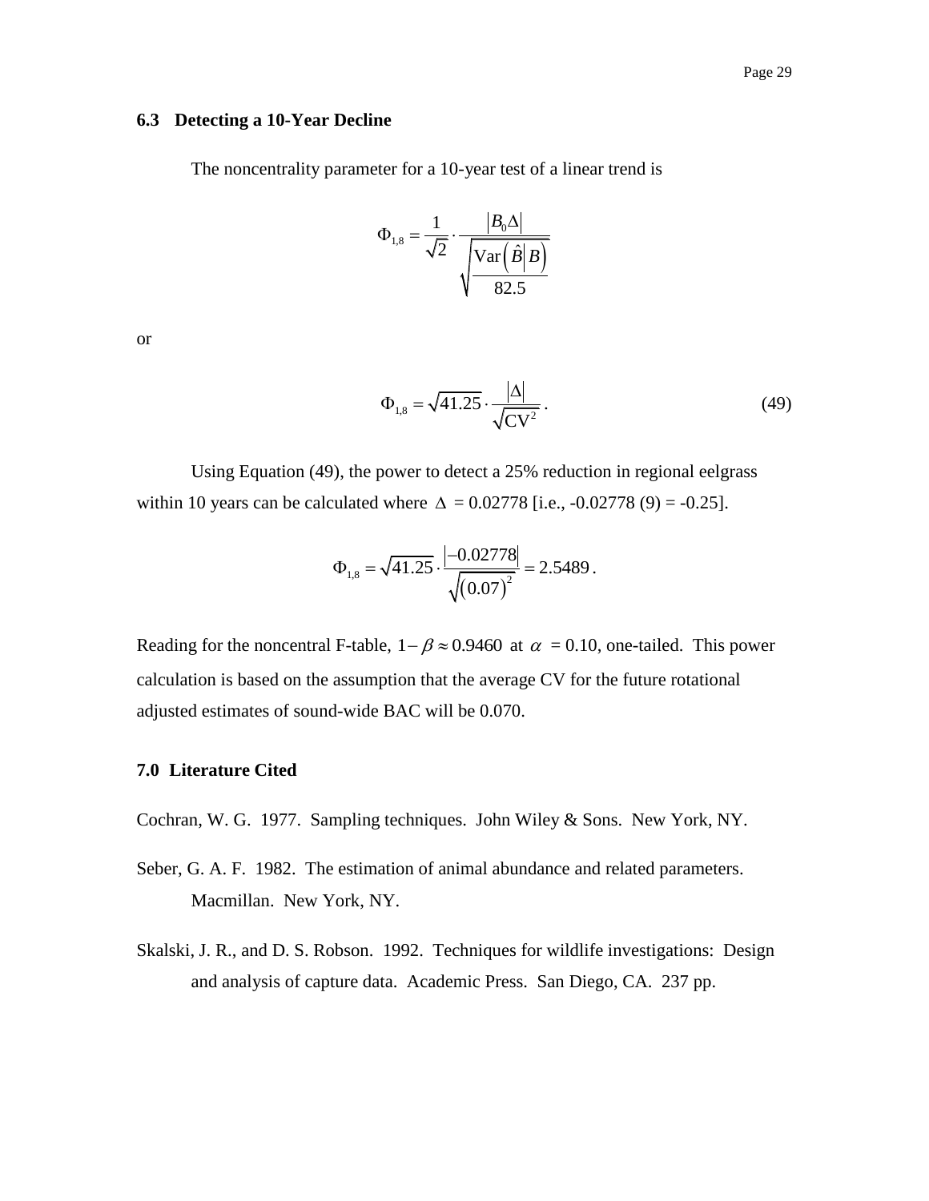### 6.3 Detecting a 10-Year Decline

The noncentrality parameter for a 10-year test of a linear trend is

$$\Phi_{1,8} = \frac{1}{\sqrt{2}} \cdot \frac{\left|B_0 \Delta\right|}{\sqrt{\dfrac{\text{Var}\left(\hat{B}\middle|B\right)}{82.5}}}$$

or

$$\Phi_{1,8} = \sqrt{41.25} \cdot \frac{|\Delta|}{\sqrt{\text{CV}^2}}\,. \tag{49}$$

Using Equation (49), the power to detect a 25% reduction in regional eelgrass within 10 years can be calculated where $\Delta$ = 0.02778 [i.e., -0.02778 (9) = -0.25].

$$\Phi_{1,8} = \sqrt{41.25} \cdot \frac{|-0.02778|}{\sqrt{(0.07)^2}} = 2.5489\,.$$

Reading for the noncentral F-table, $1-\beta \approx 0.9460$ at $\alpha$ = 0.10, one-tailed. This power calculation is based on the assumption that the average CV for the future rotational adjusted estimates of sound-wide BAC will be 0.070.

## 7.0 Literature Cited

Cochran, W. G. 1977. Sampling techniques. John Wiley & Sons. New York, NY.

Seber, G. A. F. 1982. The estimation of animal abundance and related parameters. Macmillan. New York, NY.

Skalski, J. R., and D. S. Robson. 1992. Techniques for wildlife investigations: Design and analysis of capture data. Academic Press. San Diego, CA. 237 pp.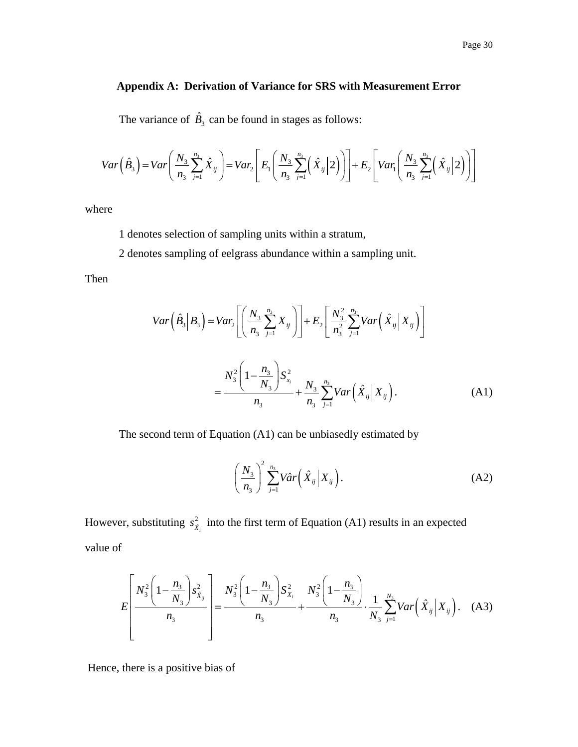### Appendix A: Derivation of Variance for SRS with Measurement Error

The variance of $\hat{B}_3$ can be found in stages as follows:

$$Var\left(\hat{B}_3\right) = Var\left(\frac{N_3}{n_3}\sum_{j=1}^{n_3}\hat{X}_{ij}\right) = Var_2\left[E_1\left(\frac{N_3}{n_3}\sum_{j=1}^{n_3}\left(\hat{X}_{ij}\middle|2\right)\right)\right] + E_2\left[Var_1\left(\frac{N_3}{n_3}\sum_{j=1}^{n_3}\left(\hat{X}_{ij}\middle|2\right)\right)\right]$$

where

1 denotes selection of sampling units within a stratum,

2 denotes sampling of eelgrass abundance within a sampling unit.

Then

$$Var\left(\hat{B}_3\middle|B_3\right) = Var_2\left[\left(\frac{N_3}{n_3}\sum_{j=1}^{n_3}X_{ij}\right)\right] + E_2\left[\frac{N_3^2}{n_3^2}\sum_{j=1}^{n_3}Var\left(\hat{X}_{ij}\middle|X_{ij}\right)\right]$$

$$= \frac{N_3^2\left(1-\frac{n_3}{N_3}\right)S_{x_i}^2}{n_3} + \frac{N_3}{n_3}\sum_{j=1}^{n_3}Var\left(\hat{X}_{ij}\middle|X_{ij}\right). \quad \text{(A1)}$$

The second term of Equation (A1) can be unbiasedly estimated by

$$\left(\frac{N_3}{n_3}\right)^2\sum_{j=1}^{n_3}V\hat{a}r\left(\hat{X}_{ij}\middle|X_{ij}\right). \quad \text{(A2)}$$

However, substituting $s_{\hat{X}_i}^2$ into the first term of Equation (A1) results in an expected value of

$$E\left[\frac{N_3^2\left(1-\frac{n_3}{N_3}\right)s_{\hat{X}_{ij}}^2}{n_3}\right] = \frac{N_3^2\left(1-\frac{n_3}{N_3}\right)S_{X_i}^2}{n_3} + \frac{N_3^2\left(1-\frac{n_3}{N_3}\right)}{n_3}\cdot\frac{1}{N_3}\sum_{j=1}^{N_3}Var\left(\hat{X}_{ij}\middle|X_{ij}\right). \quad \text{(A3)}$$

Hence, there is a positive bias of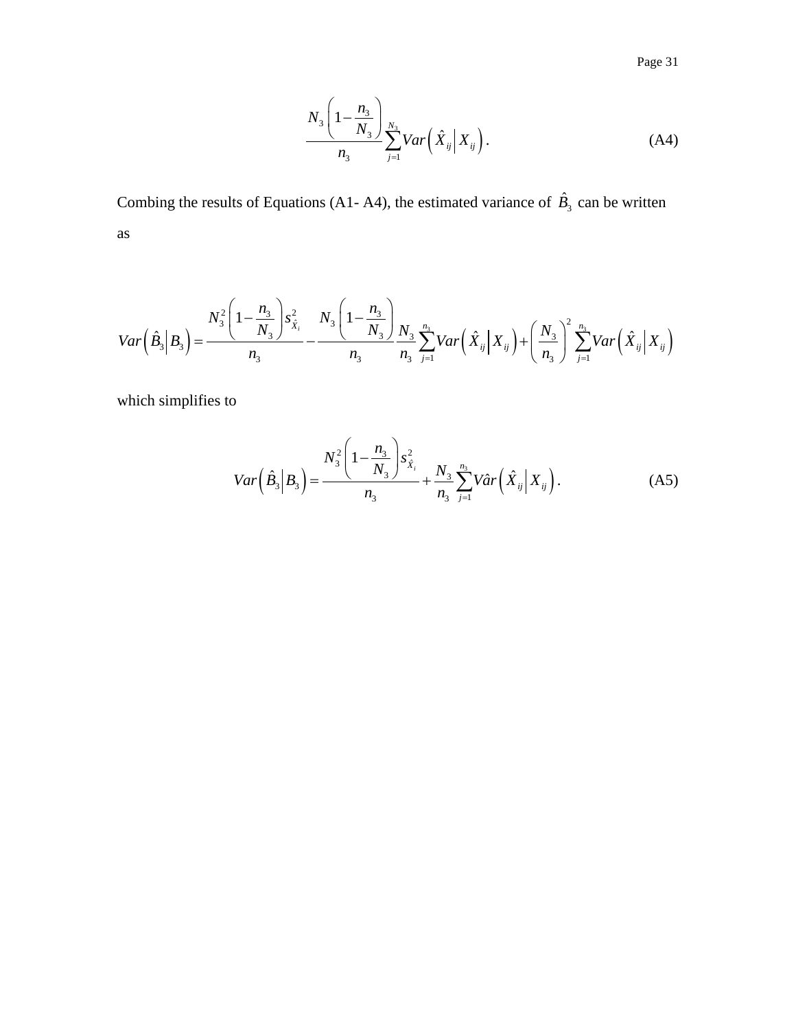$$\frac{N_3\left(1-\frac{n_3}{N_3}\right)}{n_3}\sum_{j=1}^{N_3} Var\left(\hat{X}_{ij}\middle| X_{ij}\right). \tag{A4}$$

Combing the results of Equations (A1- A4), the estimated variance of $\hat{B}_3$ can be written as

$$Var\left(\hat{B}_3\middle| B_3\right)=\frac{N_3^2\left(1-\frac{n_3}{N_3}\right)s_{\hat{X}_i}^2}{n_3}-\frac{N_3\left(1-\frac{n_3}{N_3}\right)}{n_3}\frac{N_3}{n_3}\sum_{j=1}^{n_3} Var\left(\hat{X}_{ij}\middle| X_{ij}\right)+\left(\frac{N_3}{n_3}\right)^2\sum_{j=1}^{n_3} Var\left(\hat{X}_{ij}\middle| X_{ij}\right)$$

which simplifies to

$$Var\left(\hat{B}_3\middle| B_3\right)=\frac{N_3^2\left(1-\frac{n_3}{N_3}\right)s_{\hat{X}_i}^2}{n_3}+\frac{N_3}{n_3}\sum_{j=1}^{n_3} V\hat{a}r\left(\hat{X}_{ij}\middle| X_{ij}\right). \tag{A5}$$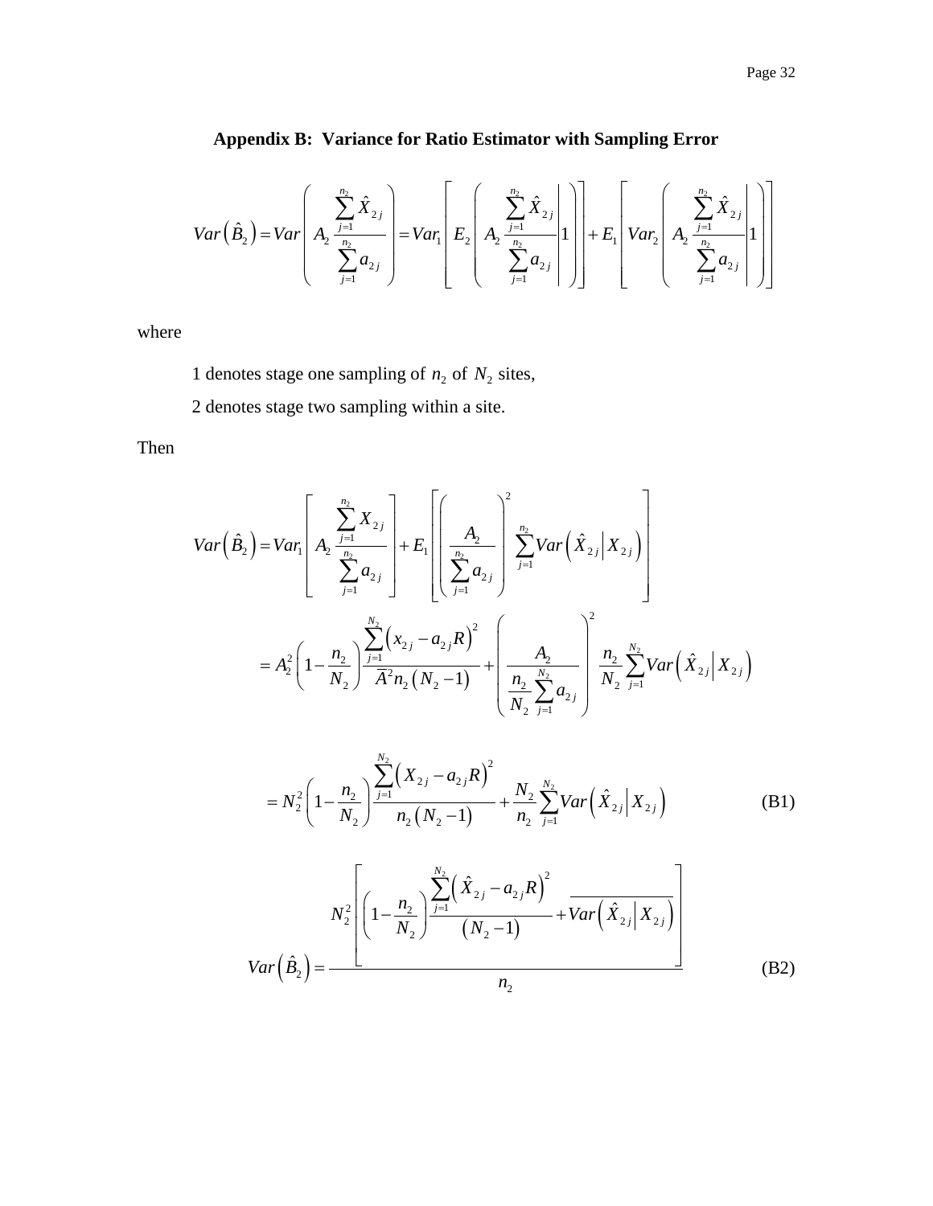## Appendix B: Variance for Ratio Estimator with Sampling Error

$$Var\left(\hat{B}_2\right) = Var\left( A_2 \frac{\sum_{j=1}^{n_2} \hat{X}_{2j}}{\sum_{j=1}^{n_2} a_{2j}} \right) = Var_1\left[ E_2\left( A_2 \frac{\sum_{j=1}^{n_2} \hat{X}_{2j}}{\sum_{j=1}^{n_2} a_{2j}} \middle| 1 \right)\right] + E_1\left[ Var_2\left( A_2 \frac{\sum_{j=1}^{n_2} \hat{X}_{2j}}{\sum_{j=1}^{n_2} a_{2j}} \middle| 1 \right)\right]$$

where

1 denotes stage one sampling of $n_2$ of $N_2$ sites,

2 denotes stage two sampling within a site.

Then

$$Var\left(\hat{B}_2\right) = Var_1\left[ A_2 \frac{\sum_{j=1}^{n_2} X_{2j}}{\sum_{j=1}^{n_2} a_{2j}} \right] + E_1\left[ \left( \frac{A_2}{\sum_{j=1}^{n_2} a_{2j}} \right)^2 \sum_{j=1}^{n_2} Var\left( \hat{X}_{2j} \middle| X_{2j} \right) \right]$$

$$= A_2^2 \left( 1 - \frac{n_2}{N_2} \right) \frac{\sum_{j=1}^{N_2} \left( x_{2j} - a_{2j} R \right)^2}{\bar{A}^2 n_2 \left( N_2 - 1 \right)} + \left( \frac{A_2}{\frac{n_2}{N_2} \sum_{j=1}^{N_2} a_{2j}} \right)^2 \frac{n_2}{N_2} \sum_{j=1}^{N_2} Var\left( \hat{X}_{2j} \middle| X_{2j} \right)$$

$$= N_2^2 \left( 1 - \frac{n_2}{N_2} \right) \frac{\sum_{j=1}^{N_2} \left( X_{2j} - a_{2j} R \right)^2}{n_2 \left( N_2 - 1 \right)} + \frac{N_2}{n_2} \sum_{j=1}^{N_2} Var\left( \hat{X}_{2j} \middle| X_{2j} \right) \tag{B1}$$

$$Var\left(\hat{B}_2\right) = \frac{N_2^2 \left[ \left( 1 - \frac{n_2}{N_2} \right) \frac{\sum_{j=1}^{N_2} \left( \hat{X}_{2j} - a_{2j} R \right)^2}{\left( N_2 - 1 \right)} + \overline{Var\left( \hat{X}_{2j} \middle| X_{2j} \right)} \right]}{n_2} \tag{B2}$$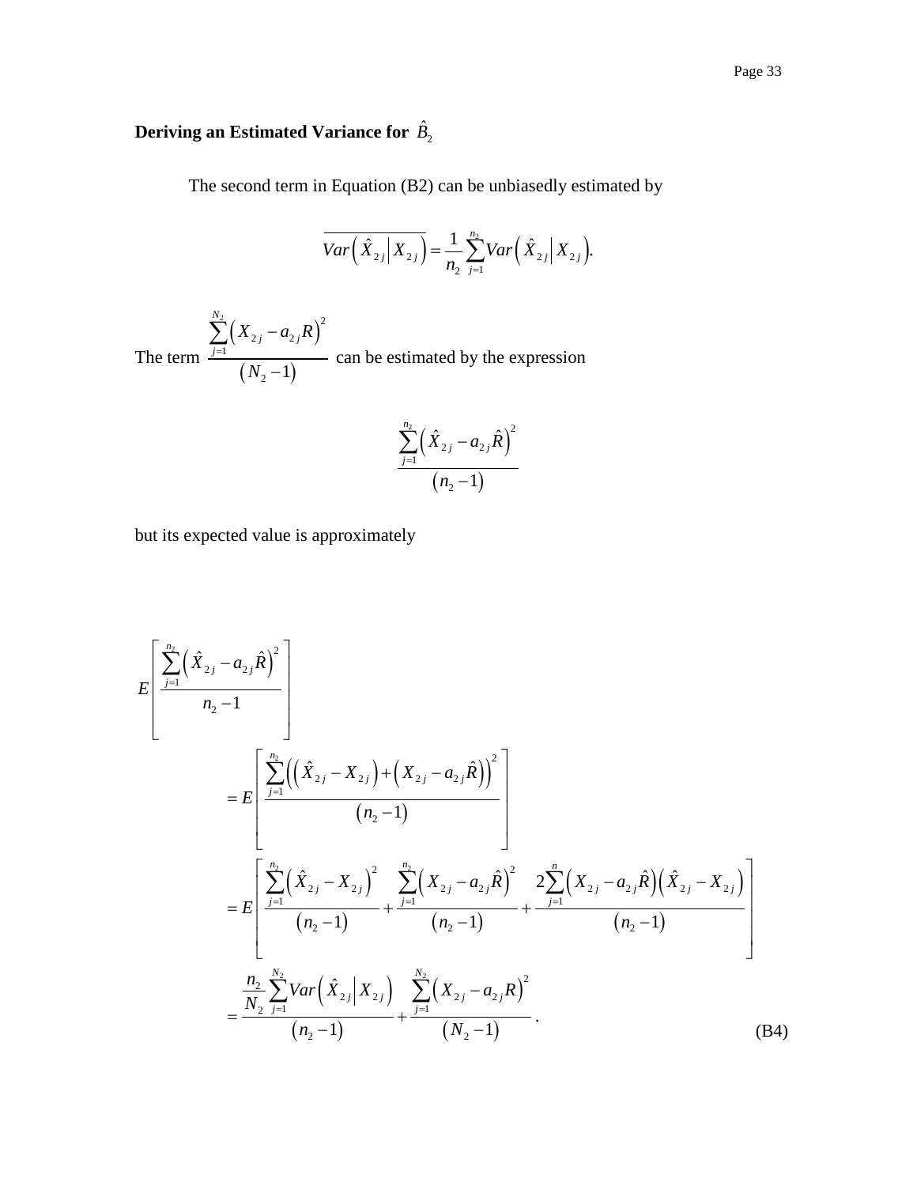### Deriving an Estimated Variance for $\hat{B}_2$

The second term in Equation (B2) can be unbiasedly estimated by

$$\overline{Var\left(\hat{X}_{2j}\middle| X_{2j}\right)} = \frac{1}{n_2}\sum_{j=1}^{n_2} Var\left(\hat{X}_{2j}\middle| X_{2j}\right).$$

The term $\dfrac{\sum_{j=1}^{N_2}\left(X_{2j}-a_{2j}R\right)^2}{\left(N_2-1\right)}$ can be estimated by the expression

$$\frac{\sum_{j=1}^{n_2}\left(\hat{X}_{2j}-a_{2j}\hat{R}\right)^2}{\left(n_2-1\right)}$$

but its expected value is approximately

$$
\begin{aligned}
E&\left[\frac{\sum_{j=1}^{n_2}\left(\hat{X}_{2j}-a_{2j}\hat{R}\right)^2}{n_2-1}\right] \\
&= E\left[\frac{\sum_{j=1}^{n_2}\left(\left(\hat{X}_{2j}-X_{2j}\right)+\left(X_{2j}-a_{2j}\hat{R}\right)\right)^2}{\left(n_2-1\right)}\right] \\
&= E\left[\frac{\sum_{j=1}^{n_2}\left(\hat{X}_{2j}-X_{2j}\right)^2}{\left(n_2-1\right)}+\frac{\sum_{j=1}^{n_2}\left(X_{2j}-a_{2j}\hat{R}\right)^2}{\left(n_2-1\right)}+\frac{2\sum_{j=1}^{n}\left(X_{2j}-a_{2j}\hat{R}\right)\left(\hat{X}_{2j}-X_{2j}\right)}{\left(n_2-1\right)}\right] \\
&= \frac{\frac{n_2}{N_2}\sum_{j=1}^{N_2} Var\left(\hat{X}_{2j}\middle| X_{2j}\right)}{\left(n_2-1\right)}+\frac{\sum_{j=1}^{N_2}\left(X_{2j}-a_{2j}R\right)^2}{\left(N_2-1\right)}.
\end{aligned}
\qquad \text{(B4)}
$$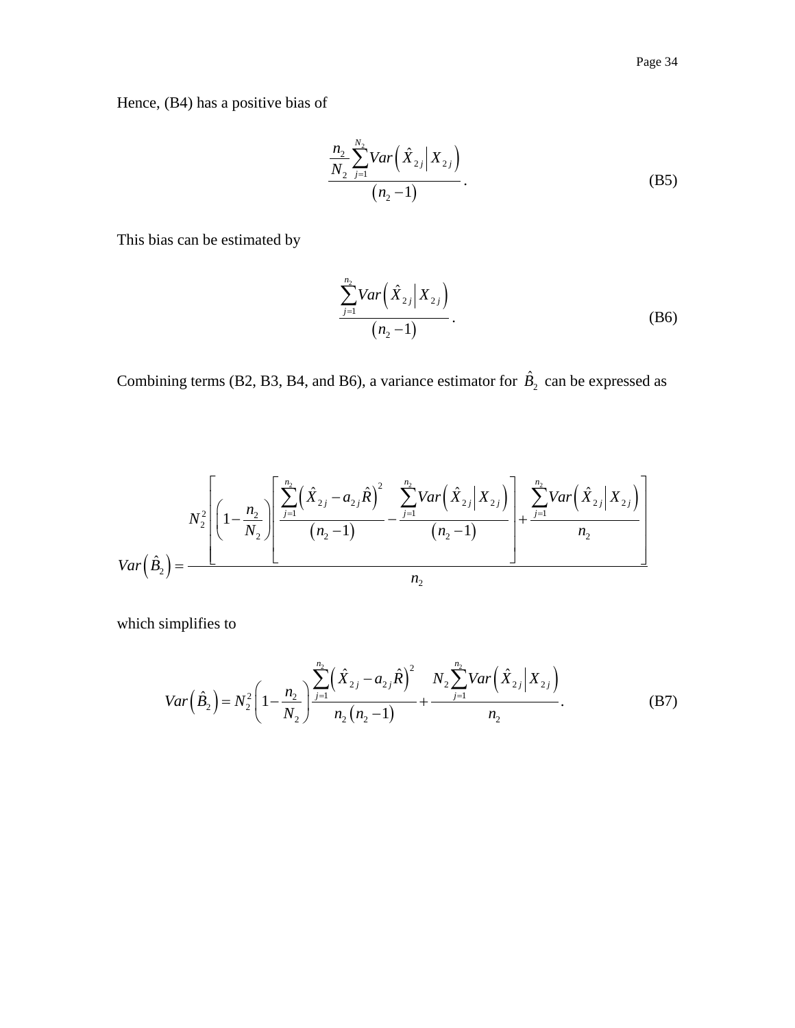Hence, (B4) has a positive bias of

$$\frac{\frac{n_2}{N_2}\sum_{j=1}^{N_2} Var\left(\hat{X}_{2j}\middle| X_{2j}\right)}{\left(n_2-1\right)}. \tag{B5}$$

This bias can be estimated by

$$\frac{\sum_{j=1}^{n_2} Var\left(\hat{X}_{2j}\middle| X_{2j}\right)}{\left(n_2-1\right)}. \tag{B6}$$

Combining terms (B2, B3, B4, and B6), a variance estimator for $\hat{B}_2$ can be expressed as

$$Var\left(\hat{B}_2\right) = \frac{N_2^2\left[\left(1-\frac{n_2}{N_2}\right)\left[\frac{\sum_{j=1}^{n_2}\left(\hat{X}_{2j}-a_{2j}\hat{R}\right)^2}{\left(n_2-1\right)} - \frac{\sum_{j=1}^{n_2} Var\left(\hat{X}_{2j}\middle| X_{2j}\right)}{\left(n_2-1\right)}\right] + \frac{\sum_{j=1}^{n_2} Var\left(\hat{X}_{2j}\middle| X_{2j}\right)}{n_2}\right]}{n_2}$$

which simplifies to

$$Var\left(\hat{B}_2\right) = N_2^2\left(1-\frac{n_2}{N_2}\right)\frac{\sum_{j=1}^{n_2}\left(\hat{X}_{2j}-a_{2j}\hat{R}\right)^2}{n_2\left(n_2-1\right)} + \frac{N_2\sum_{j=1}^{n_2} Var\left(\hat{X}_{2j}\middle| X_{2j}\right)}{n_2}. \tag{B7}$$